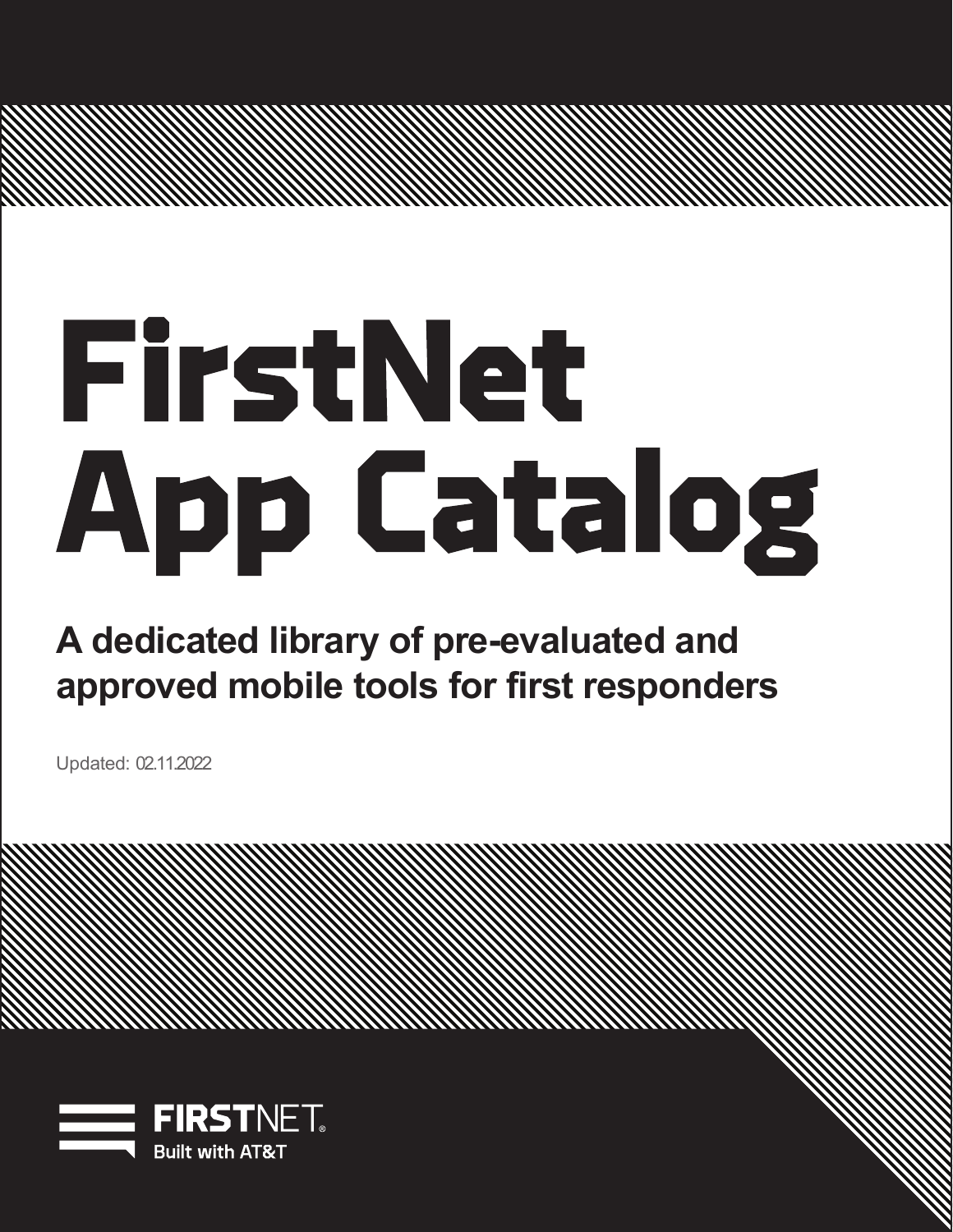# FirstNet App Catalog

**A dedicated library of pre-evaluated and approved mobile tools for first responders**

Updated: 02.11.2022

FIRSTNET
Built with AT&T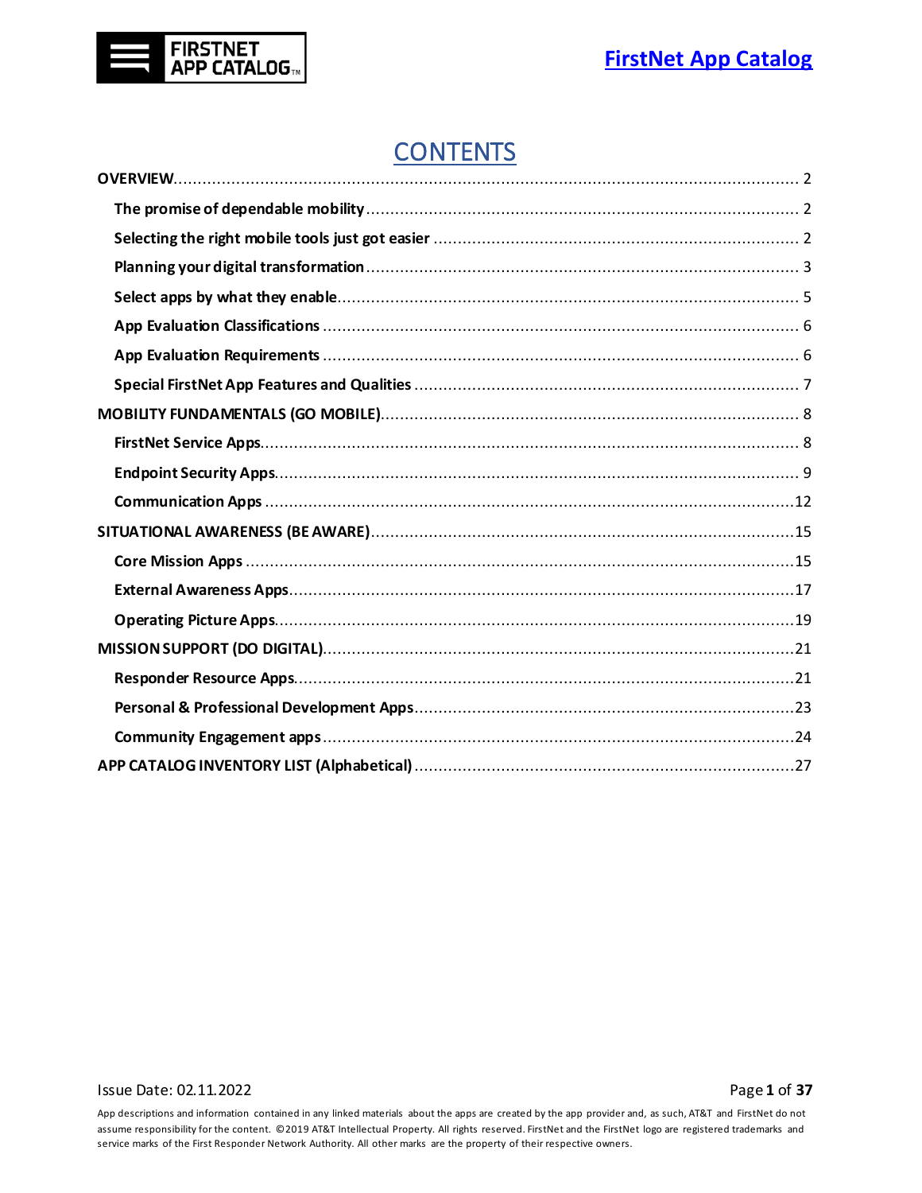# CONTENTS

OVERVIEW........ 2

- The promise of dependable mobility........ 2
- Selecting the right mobile tools just got easier........ 2
- Planning your digital transformation........ 3
- Select apps by what they enable........ 5
- App Evaluation Classifications........ 6
- App Evaluation Requirements........ 6
- Special FirstNet App Features and Qualities........ 7

MOBILITY FUNDAMENTALS (GO MOBILE)........ 8

- FirstNet Service Apps........ 8
- Endpoint Security Apps........ 9
- Communication Apps........ 12

SITUATIONAL AWARENESS (BE AWARE)........ 15

- Core Mission Apps........ 15
- External Awareness Apps........ 17
- Operating Picture Apps........ 19

MISSION SUPPORT (DO DIGITAL)........ 21

- Responder Resource Apps........ 21
- Personal & Professional Development Apps........ 23
- Community Engagement apps........ 24

APP CATALOG INVENTORY LIST (Alphabetical)........ 27

Issue Date: 02.11.2022

App descriptions and information contained in any linked materials about the apps are created by the app provider and, as such, AT&T and FirstNet do not assume responsibility for the content. ©2019 AT&T Intellectual Property. All rights reserved. FirstNet and the FirstNet logo are registered trademarks and service marks of the First Responder Network Authority. All other marks are the property of their respective owners.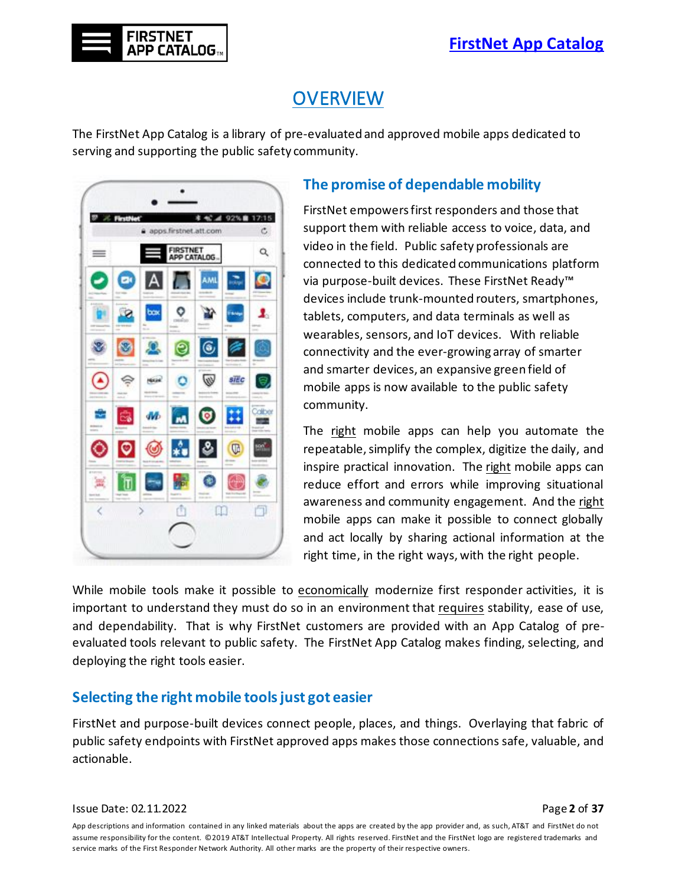# OVERVIEW

The FirstNet App Catalog is a library of pre-evaluated and approved mobile apps dedicated to serving and supporting the public safety community.

## The promise of dependable mobility

FirstNet empowers first responders and those that support them with reliable access to voice, data, and video in the field. Public safety professionals are connected to this dedicated communications platform via purpose-built devices. These FirstNet Ready™ devices include trunk-mounted routers, smartphones, tablets, computers, and data terminals as well as wearables, sensors, and IoT devices. With reliable connectivity and the ever-growing array of smarter and smarter devices, an expansive green field of mobile apps is now available to the public safety community.

The right mobile apps can help you automate the repeatable, simplify the complex, digitize the daily, and inspire practical innovation. The right mobile apps can reduce effort and errors while improving situational awareness and community engagement. And the right mobile apps can make it possible to connect globally and act locally by sharing actional information at the right time, in the right ways, with the right people.

While mobile tools make it possible to economically modernize first responder activities, it is important to understand they must do so in an environment that requires stability, ease of use, and dependability. That is why FirstNet customers are provided with an App Catalog of pre-evaluated tools relevant to public safety. The FirstNet App Catalog makes finding, selecting, and deploying the right tools easier.

## Selecting the right mobile tools just got easier

FirstNet and purpose-built devices connect people, places, and things. Overlaying that fabric of public safety endpoints with FirstNet approved apps makes those connections safe, valuable, and actionable.

Issue Date: 02.11.2022

App descriptions and information contained in any linked materials about the apps are created by the app provider and, as such, AT&T and FirstNet do not assume responsibility for the content. ©2019 AT&T Intellectual Property. All rights reserved. FirstNet and the FirstNet logo are registered trademarks and service marks of the First Responder Network Authority. All other marks are the property of their respective owners.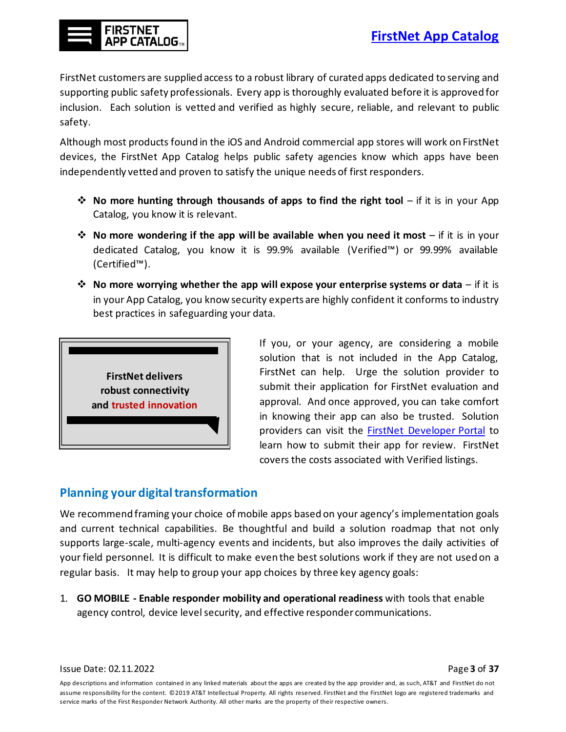FirstNet customers are supplied access to a robust library of curated apps dedicated to serving and supporting public safety professionals. Every app is thoroughly evaluated before it is approved for inclusion. Each solution is vetted and verified as highly secure, reliable, and relevant to public safety.

Although most products found in the iOS and Android commercial app stores will work on FirstNet devices, the FirstNet App Catalog helps public safety agencies know which apps have been independently vetted and proven to satisfy the unique needs of first responders.

- **No more hunting through thousands of apps to find the right tool** – if it is in your App Catalog, you know it is relevant.
- **No more wondering if the app will be available when you need it most** – if it is in your dedicated Catalog, you know it is 99.9% available (Verified™) or 99.99% available (Certified™).
- **No more worrying whether the app will expose your enterprise systems or data** – if it is in your App Catalog, you know security experts are highly confident it conforms to industry best practices in safeguarding your data.

**FirstNet delivers robust connectivity and trusted innovation**

If you, or your agency, are considering a mobile solution that is not included in the App Catalog, FirstNet can help. Urge the solution provider to submit their application for FirstNet evaluation and approval. And once approved, you can take comfort in knowing their app can also be trusted. Solution providers can visit the FirstNet Developer Portal to learn how to submit their app for review. FirstNet covers the costs associated with Verified listings.

## Planning your digital transformation

We recommend framing your choice of mobile apps based on your agency's implementation goals and current technical capabilities. Be thoughtful and build a solution roadmap that not only supports large-scale, multi-agency events and incidents, but also improves the daily activities of your field personnel. It is difficult to make even the best solutions work if they are not used on a regular basis. It may help to group your app choices by three key agency goals:

1. **GO MOBILE - Enable responder mobility and operational readiness** with tools that enable agency control, device level security, and effective responder communications.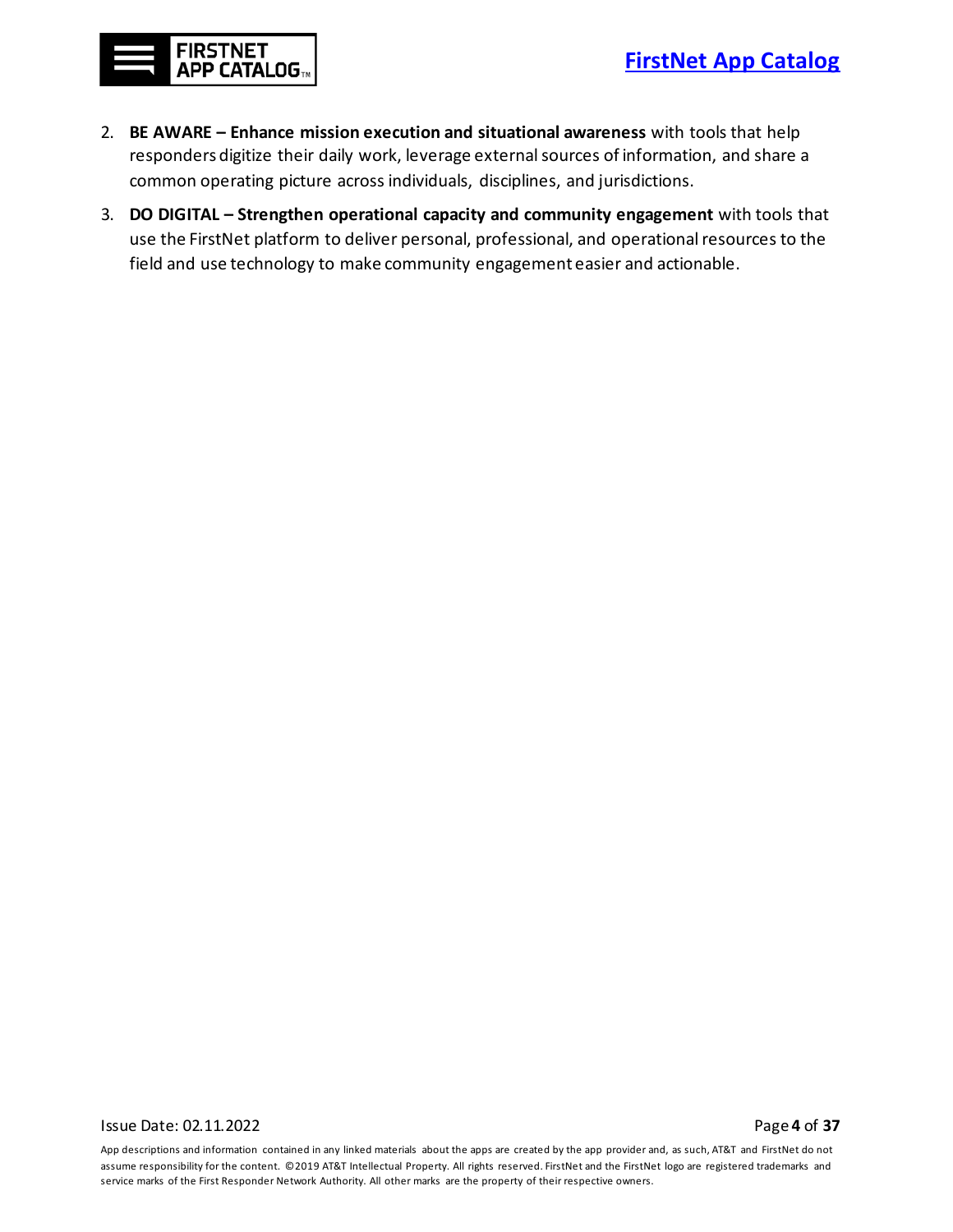2. **BE AWARE – Enhance mission execution and situational awareness** with tools that help responders digitize their daily work, leverage external sources of information, and share a common operating picture across individuals, disciplines, and jurisdictions.
3. **DO DIGITAL – Strengthen operational capacity and community engagement** with tools that use the FirstNet platform to deliver personal, professional, and operational resources to the field and use technology to make community engagement easier and actionable.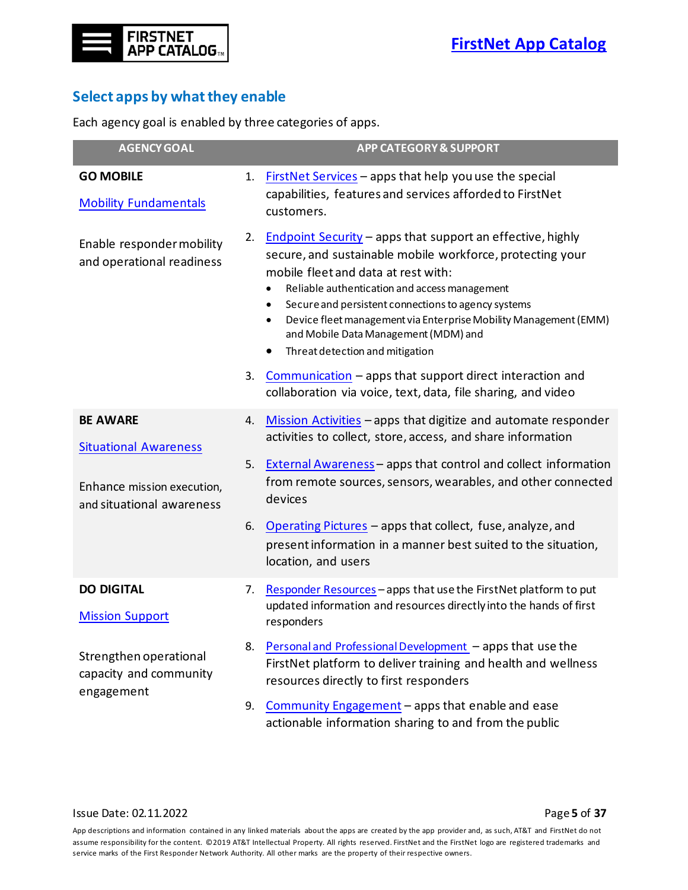## Select apps by what they enable

Each agency goal is enabled by three categories of apps.

| AGENCY GOAL | APP CATEGORY & SUPPORT |
| --- | --- |
| **GO MOBILE**<br><br>Mobility Fundamentals<br><br>Enable responder mobility and operational readiness | 1. FirstNet Services – apps that help you use the special capabilities, features and services afforded to FirstNet customers.<br><br>2. Endpoint Security – apps that support an effective, highly secure, and sustainable mobile workforce, protecting your mobile fleet and data at rest with:<br>• Reliable authentication and access management<br>• Secure and persistent connections to agency systems<br>• Device fleet management via Enterprise Mobility Management (EMM) and Mobile Data Management (MDM) and<br>• Threat detection and mitigation<br><br>3. Communication – apps that support direct interaction and collaboration via voice, text, data, file sharing, and video |
| **BE AWARE**<br><br>Situational Awareness<br><br>Enhance mission execution, and situational awareness | 4. Mission Activities – apps that digitize and automate responder activities to collect, store, access, and share information<br><br>5. External Awareness – apps that control and collect information from remote sources, sensors, wearables, and other connected devices<br><br>6. Operating Pictures – apps that collect, fuse, analyze, and present information in a manner best suited to the situation, location, and users |
| **DO DIGITAL**<br><br>Mission Support<br><br>Strengthen operational capacity and community engagement | 7. Responder Resources – apps that use the FirstNet platform to put updated information and resources directly into the hands of first responders<br><br>8. Personal and Professional Development – apps that use the FirstNet platform to deliver training and health and wellness resources directly to first responders<br><br>9. Community Engagement – apps that enable and ease actionable information sharing to and from the public |

Issue Date: 02.11.2022

App descriptions and information contained in any linked materials about the apps are created by the app provider and, as such, AT&T and FirstNet do not assume responsibility for the content. ©2019 AT&T Intellectual Property. All rights reserved. FirstNet and the FirstNet logo are registered trademarks and service marks of the First Responder Network Authority. All other marks are the property of their respective owners.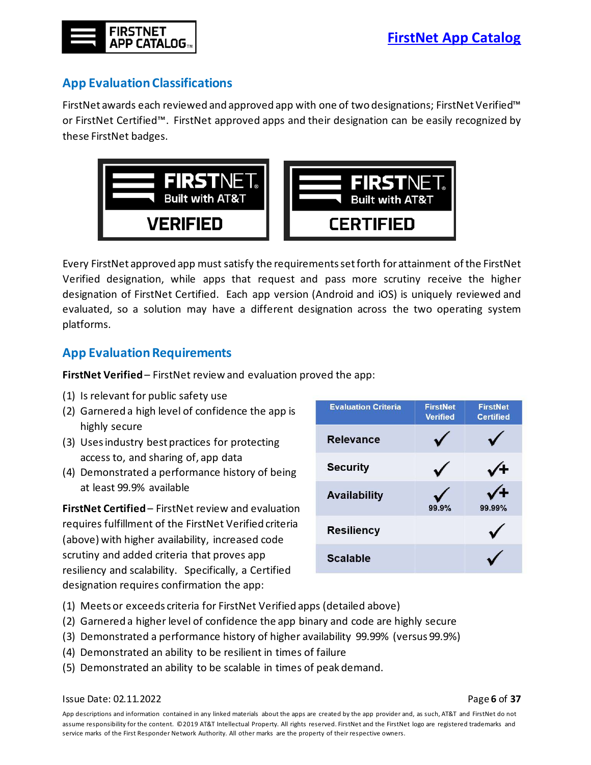## App Evaluation Classifications

FirstNet awards each reviewed and approved app with one of two designations; FirstNet Verified™ or FirstNet Certified™. FirstNet approved apps and their designation can be easily recognized by these FirstNet badges.

Every FirstNet approved app must satisfy the requirements set forth for attainment of the FirstNet Verified designation, while apps that request and pass more scrutiny receive the higher designation of FirstNet Certified. Each app version (Android and iOS) is uniquely reviewed and evaluated, so a solution may have a different designation across the two operating system platforms.

## App Evaluation Requirements

**FirstNet Verified** – FirstNet review and evaluation proved the app:

(1) Is relevant for public safety use
(2) Garnered a high level of confidence the app is highly secure
(3) Uses industry best practices for protecting access to, and sharing of, app data
(4) Demonstrated a performance history of being at least 99.9% available

| Evaluation Criteria | FirstNet Verified | FirstNet Certified |
|---|---|---|
| Relevance | ✓ | ✓ |
| Security | ✓ | ✓+ |
| Availability | ✓ 99.9% | ✓+ 99.99% |
| Resiliency | | ✓ |
| Scalable | | ✓ |

**FirstNet Certified** – FirstNet review and evaluation requires fulfillment of the FirstNet Verified criteria (above) with higher availability, increased code scrutiny and added criteria that proves app resiliency and scalability. Specifically, a Certified designation requires confirmation the app:

(1) Meets or exceeds criteria for FirstNet Verified apps (detailed above)
(2) Garnered a higher level of confidence the app binary and code are highly secure
(3) Demonstrated a performance history of higher availability 99.99% (versus 99.9%)
(4) Demonstrated an ability to be resilient in times of failure
(5) Demonstrated an ability to be scalable in times of peak demand.

Issue Date: 02.11.2022

App descriptions and information contained in any linked materials about the apps are created by the app provider and, as such, AT&T and FirstNet do not assume responsibility for the content. ©2019 AT&T Intellectual Property. All rights reserved. FirstNet and the FirstNet logo are registered trademarks and service marks of the First Responder Network Authority. All other marks are the property of their respective owners.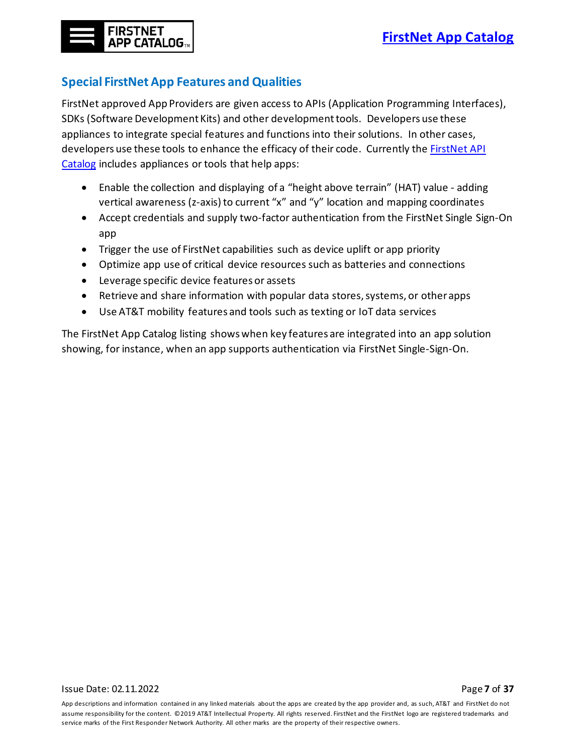## Special FirstNet App Features and Qualities

FirstNet approved App Providers are given access to APIs (Application Programming Interfaces), SDKs (Software Development Kits) and other development tools. Developers use these appliances to integrate special features and functions into their solutions. In other cases, developers use these tools to enhance the efficacy of their code. Currently the FirstNet API Catalog includes appliances or tools that help apps:

- Enable the collection and displaying of a "height above terrain" (HAT) value - adding vertical awareness (z-axis) to current "x" and "y" location and mapping coordinates
- Accept credentials and supply two-factor authentication from the FirstNet Single Sign-On app
- Trigger the use of FirstNet capabilities such as device uplift or app priority
- Optimize app use of critical device resources such as batteries and connections
- Leverage specific device features or assets
- Retrieve and share information with popular data stores, systems, or other apps
- Use AT&T mobility features and tools such as texting or IoT data services

The FirstNet App Catalog listing shows when key features are integrated into an app solution showing, for instance, when an app supports authentication via FirstNet Single-Sign-On.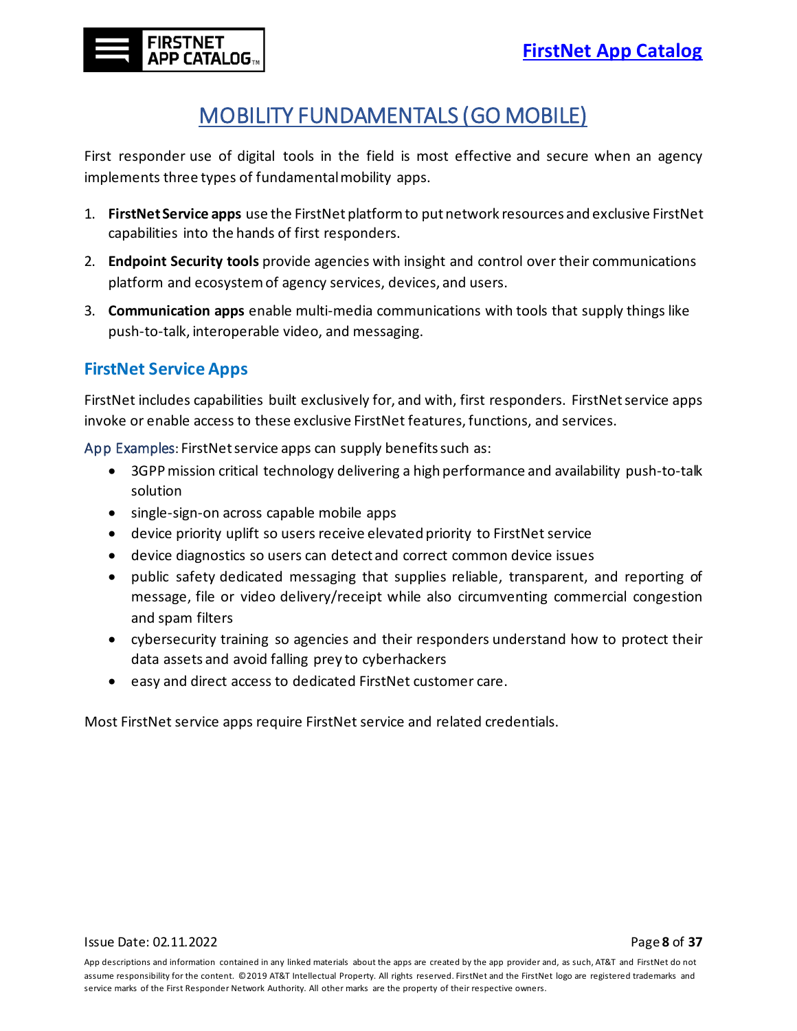# MOBILITY FUNDAMENTALS (GO MOBILE)

First responder use of digital tools in the field is most effective and secure when an agency implements three types of fundamental mobility apps.

1. **FirstNet Service apps** use the FirstNet platform to put network resources and exclusive FirstNet capabilities into the hands of first responders.
2. **Endpoint Security tools** provide agencies with insight and control over their communications platform and ecosystem of agency services, devices, and users.
3. **Communication apps** enable multi-media communications with tools that supply things like push-to-talk, interoperable video, and messaging.

## FirstNet Service Apps

FirstNet includes capabilities built exclusively for, and with, first responders. FirstNet service apps invoke or enable access to these exclusive FirstNet features, functions, and services.

App Examples: FirstNet service apps can supply benefits such as:

- 3GPP mission critical technology delivering a high performance and availability push-to-talk solution
- single-sign-on across capable mobile apps
- device priority uplift so users receive elevated priority to FirstNet service
- device diagnostics so users can detect and correct common device issues
- public safety dedicated messaging that supplies reliable, transparent, and reporting of message, file or video delivery/receipt while also circumventing commercial congestion and spam filters
- cybersecurity training so agencies and their responders understand how to protect their data assets and avoid falling prey to cyberhackers
- easy and direct access to dedicated FirstNet customer care.

Most FirstNet service apps require FirstNet service and related credentials.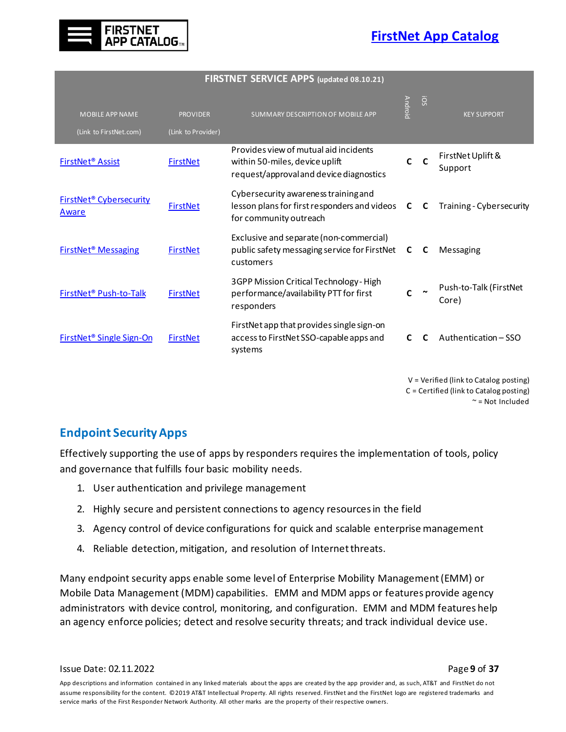| FIRSTNET SERVICE APPS (updated 08.10.21) | | | | | |
|---|---|---|---|---|---|
| MOBILE APP NAME (Link to FirstNet.com) | PROVIDER (Link to Provider) | SUMMARY DESCRIPTION OF MOBILE APP | Android | iOS | KEY SUPPORT |
| FirstNet® Assist | FirstNet | Provides view of mutual aid incidents within 50-miles, device uplift request/approval and device diagnostics | C | C | FirstNet Uplift & Support |
| FirstNet® Cybersecurity Aware | FirstNet | Cybersecurity awareness training and lesson plans for first responders and videos for community outreach | C | C | Training - Cybersecurity |
| FirstNet® Messaging | FirstNet | Exclusive and separate (non-commercial) public safety messaging service for FirstNet customers | C | C | Messaging |
| FirstNet® Push-to-Talk | FirstNet | 3GPP Mission Critical Technology - High performance/availability PTT for first responders | C | ~ | Push-to-Talk (FirstNet Core) |
| FirstNet® Single Sign-On | FirstNet | FirstNet app that provides single sign-on access to FirstNet SSO-capable apps and systems | C | C | Authentication – SSO |

V = Verified (link to Catalog posting)
C = Certified (link to Catalog posting)
~ = Not Included

## Endpoint Security Apps

Effectively supporting the use of apps by responders requires the implementation of tools, policy and governance that fulfills four basic mobility needs.

1. User authentication and privilege management
2. Highly secure and persistent connections to agency resources in the field
3. Agency control of device configurations for quick and scalable enterprise management
4. Reliable detection, mitigation, and resolution of Internet threats.

Many endpoint security apps enable some level of Enterprise Mobility Management (EMM) or Mobile Data Management (MDM) capabilities. EMM and MDM apps or features provide agency administrators with device control, monitoring, and configuration. EMM and MDM features help an agency enforce policies; detect and resolve security threats; and track individual device use.

Issue Date: 02.11.2022

App descriptions and information contained in any linked materials about the apps are created by the app provider and, as such, AT&T and FirstNet do not assume responsibility for the content. ©2019 AT&T Intellectual Property. All rights reserved. FirstNet and the FirstNet logo are registered trademarks and service marks of the First Responder Network Authority. All other marks are the property of their respective owners.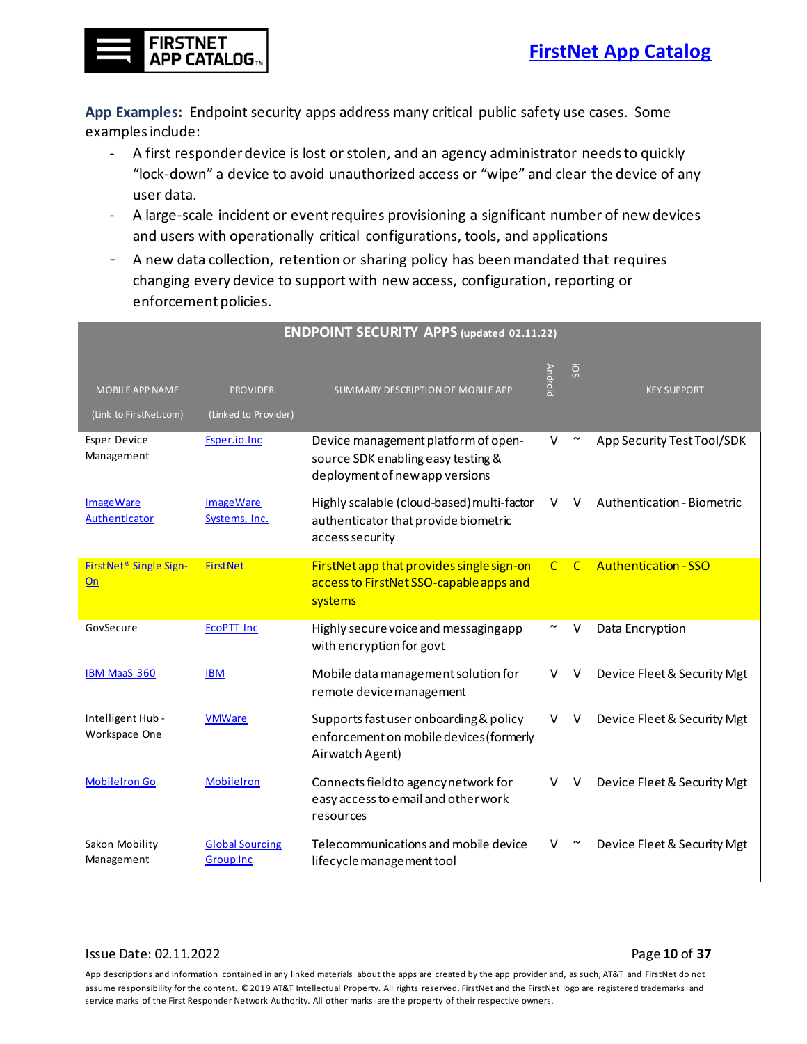**App Examples:** Endpoint security apps address many critical public safety use cases. Some examples include:

- A first responder device is lost or stolen, and an agency administrator needs to quickly "lock-down" a device to avoid unauthorized access or "wipe" and clear the device of any user data.
- A large-scale incident or event requires provisioning a significant number of new devices and users with operationally critical configurations, tools, and applications
- A new data collection, retention or sharing policy has been mandated that requires changing every device to support with new access, configuration, reporting or enforcement policies.

**ENDPOINT SECURITY APPS (updated 02.11.22)**

| MOBILE APP NAME (Link to FirstNet.com) | PROVIDER (Linked to Provider) | SUMMARY DESCRIPTION OF MOBILE APP | Android | iOS | KEY SUPPORT |
|---|---|---|---|---|---|
| Esper Device Management | Esper.io.Inc | Device management platform of open-source SDK enabling easy testing & deployment of new app versions | V | ~ | App Security Test Tool/SDK |
| ImageWare Authenticator | ImageWare Systems, Inc. | Highly scalable (cloud-based) multi-factor authenticator that provide biometric access security | V | V | Authentication - Biometric |
| FirstNet® Single Sign-On | FirstNet | FirstNet app that provides single sign-on access to FirstNet SSO-capable apps and systems | C | C | Authentication - SSO |
| GovSecure | EcoPTT Inc | Highly secure voice and messaging app with encryption for govt | ~ | V | Data Encryption |
| IBM MaaS 360 | IBM | Mobile data management solution for remote device management | V | V | Device Fleet & Security Mgt |
| Intelligent Hub - Workspace One | VMWare | Supports fast user onboarding & policy enforcement on mobile devices (formerly Airwatch Agent) | V | V | Device Fleet & Security Mgt |
| MobileIron Go | MobileIron | Connects field to agency network for easy access to email and other work resources | V | V | Device Fleet & Security Mgt |
| Sakon Mobility Management | Global Sourcing Group Inc | Telecommunications and mobile device lifecycle management tool | V | ~ | Device Fleet & Security Mgt |

Issue Date: 02.11.2022

App descriptions and information contained in any linked materials about the apps are created by the app provider and, as such, AT&T and FirstNet do not assume responsibility for the content. ©2019 AT&T Intellectual Property. All rights reserved. FirstNet and the FirstNet logo are registered trademarks and service marks of the First Responder Network Authority. All other marks are the property of their respective owners.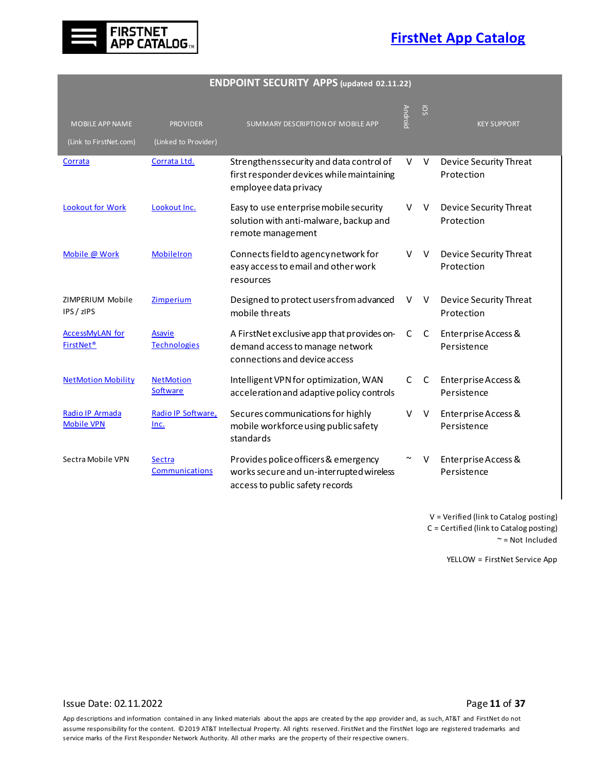## ENDPOINT SECURITY APPS (updated 02.11.22)

| MOBILE APP NAME (Link to FirstNet.com) | PROVIDER (Linked to Provider) | SUMMARY DESCRIPTION OF MOBILE APP | Android | iOS | KEY SUPPORT |
|---|---|---|---|---|---|
| Corrata | Corrata Ltd. | Strengthens security and data control of first responder devices while maintaining employee data privacy | V | V | Device Security Threat Protection |
| Lookout for Work | Lookout Inc. | Easy to use enterprise mobile security solution with anti-malware, backup and remote management | V | V | Device Security Threat Protection |
| Mobile @ Work | MobileIron | Connects field to agency network for easy access to email and other work resources | V | V | Device Security Threat Protection |
| ZIMPERIUM Mobile IPS / zIPS | Zimperium | Designed to protect users from advanced mobile threats | V | V | Device Security Threat Protection |
| AccessMyLAN for FirstNet® | Asavie Technologies | A FirstNet exclusive app that provides on-demand access to manage network connections and device access | C | C | Enterprise Access & Persistence |
| NetMotion Mobility | NetMotion Software | Intelligent VPN for optimization, WAN acceleration and adaptive policy controls | C | C | Enterprise Access & Persistence |
| Radio IP Armada Mobile VPN | Radio IP Software, Inc. | Secures communications for highly mobile workforce using public safety standards | V | V | Enterprise Access & Persistence |
| Sectra Mobile VPN | Sectra Communications | Provides police officers & emergency works secure and un-interrupted wireless access to public safety records | ~ | V | Enterprise Access & Persistence |

V = Verified (link to Catalog posting)
C = Certified (link to Catalog posting)
~ = Not Included

YELLOW = FirstNet Service App

Issue Date: 02.11.2022

App descriptions and information contained in any linked materials about the apps are created by the app provider and, as such, AT&T and FirstNet do not assume responsibility for the content. ©2019 AT&T Intellectual Property. All rights reserved. FirstNet and the FirstNet logo are registered trademarks and service marks of the First Responder Network Authority. All other marks are the property of their respective owners.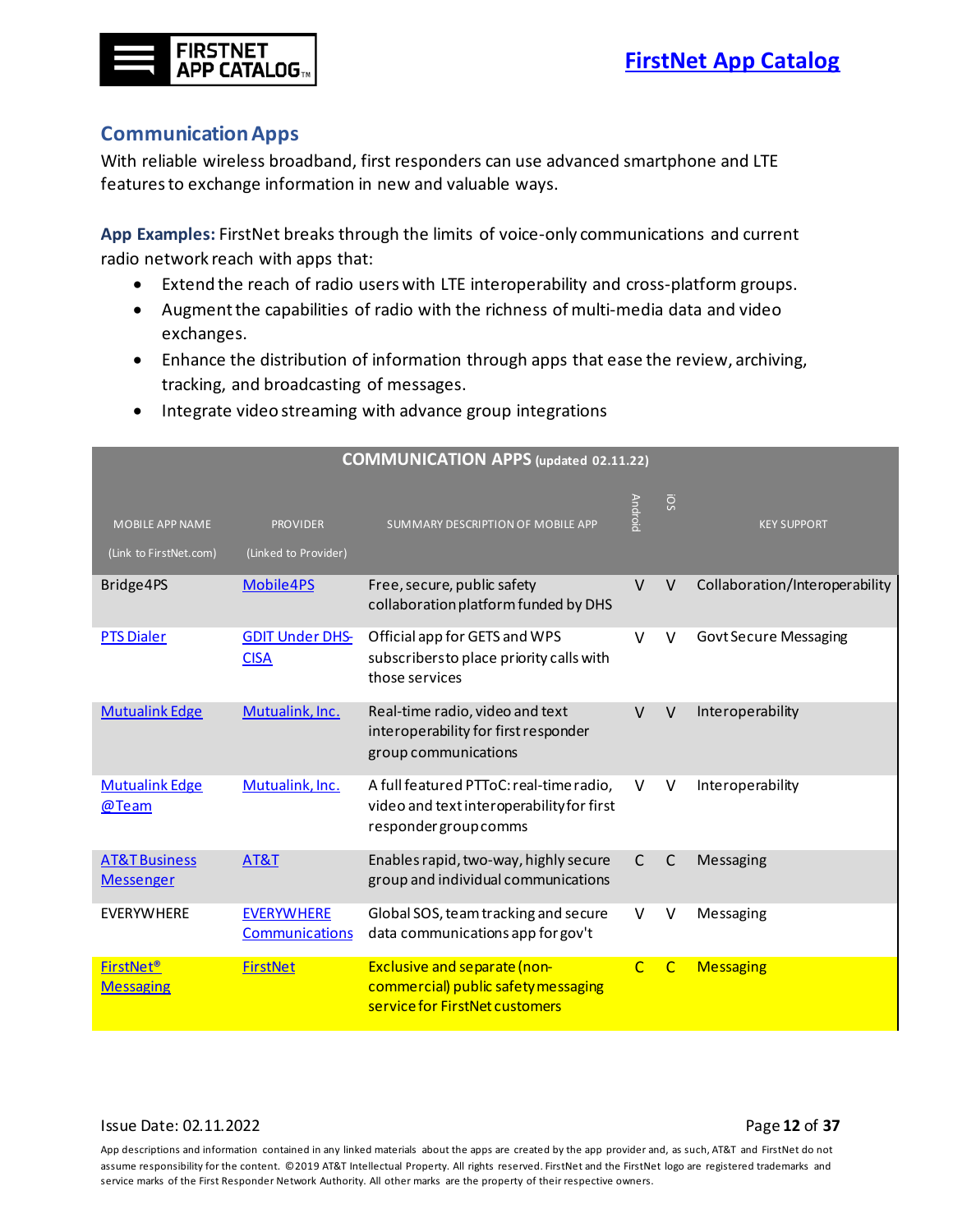## Communication Apps

With reliable wireless broadband, first responders can use advanced smartphone and LTE features to exchange information in new and valuable ways.

**App Examples:** FirstNet breaks through the limits of voice-only communications and current radio network reach with apps that:

- Extend the reach of radio users with LTE interoperability and cross-platform groups.
- Augment the capabilities of radio with the richness of multi-media data and video exchanges.
- Enhance the distribution of information through apps that ease the review, archiving, tracking, and broadcasting of messages.
- Integrate video streaming with advance group integrations

| COMMUNICATION APPS (updated 02.11.22) | | | | | |
|---|---|---|---|---|---|
| MOBILE APP NAME (Link to FirstNet.com) | PROVIDER (Linked to Provider) | SUMMARY DESCRIPTION OF MOBILE APP | Android | iOS | KEY SUPPORT |
| Bridge4PS | Mobile4PS | Free, secure, public safety collaboration platform funded by DHS | V | V | Collaboration/Interoperability |
| PTS Dialer | GDIT Under DHS-CISA | Official app for GETS and WPS subscribers to place priority calls with those services | V | V | Govt Secure Messaging |
| Mutualink Edge | Mutualink, Inc. | Real-time radio, video and text interoperability for first responder group communications | V | V | Interoperability |
| Mutualink Edge @Team | Mutualink, Inc. | A full featured PTToC: real-time radio, video and text interoperability for first responder group comms | V | V | Interoperability |
| AT&T Business Messenger | AT&T | Enables rapid, two-way, highly secure group and individual communications | C | C | Messaging |
| EVERYWHERE | EVERYWHERE Communications | Global SOS, team tracking and secure data communications app for gov't | V | V | Messaging |
| FirstNet® Messaging | FirstNet | Exclusive and separate (non-commercial) public safety messaging service for FirstNet customers | C | C | Messaging |

Issue Date: 02.11.2022

App descriptions and information contained in any linked materials about the apps are created by the app provider and, as such, AT&T and FirstNet do not assume responsibility for the content. ©2019 AT&T Intellectual Property. All rights reserved. FirstNet and the FirstNet logo are registered trademarks and service marks of the First Responder Network Authority. All other marks are the property of their respective owners.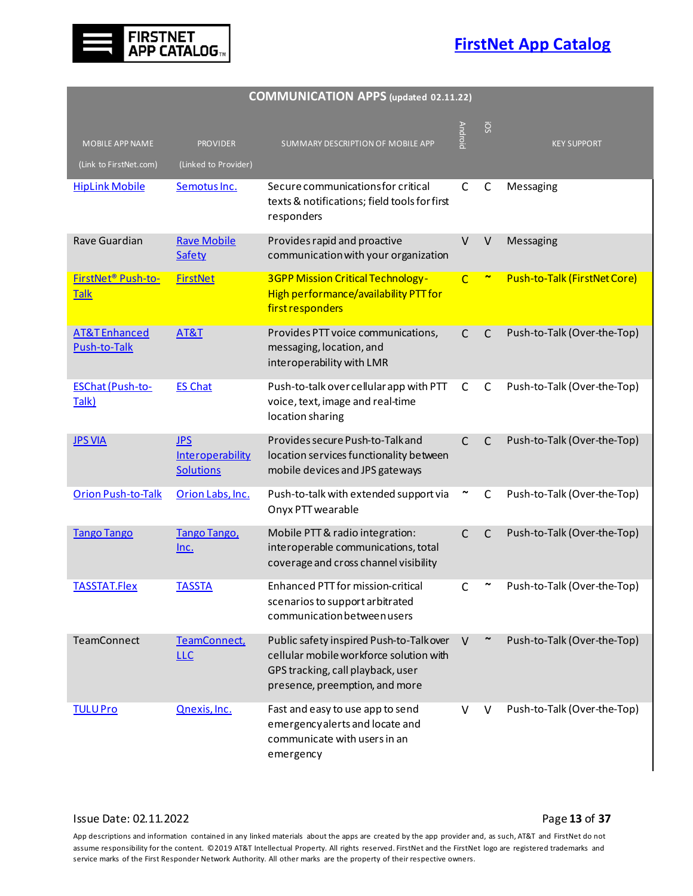# FIRSTNET APP CATALOG

**FirstNet App Catalog**

| COMMUNICATION APPS (updated 02.11.22) | | | | | |
|---|---|---|---|---|---|
| MOBILE APP NAME (Link to FirstNet.com) | PROVIDER (Linked to Provider) | SUMMARY DESCRIPTION OF MOBILE APP | Android | iOS | KEY SUPPORT |
| HipLink Mobile | Semotus Inc. | Secure communications for critical texts & notifications; field tools for first responders | C | C | Messaging |
| Rave Guardian | Rave Mobile Safety | Provides rapid and proactive communication with your organization | V | V | Messaging |
| FirstNet® Push-to-Talk | FirstNet | 3GPP Mission Critical Technology - High performance/availability PTT for first responders | C | ~ | Push-to-Talk (FirstNet Core) |
| AT&T Enhanced Push-to-Talk | AT&T | Provides PTT voice communications, messaging, location, and interoperability with LMR | C | C | Push-to-Talk (Over-the-Top) |
| ESChat (Push-to-Talk) | ES Chat | Push-to-talk over cellular app with PTT voice, text, image and real-time location sharing | C | C | Push-to-Talk (Over-the-Top) |
| JPS VIA | JPS Interoperability Solutions | Provides secure Push-to-Talk and location services functionality between mobile devices and JPS gateways | C | C | Push-to-Talk (Over-the-Top) |
| Orion Push-to-Talk | Orion Labs, Inc. | Push-to-talk with extended support via Onyx PTT wearable | ~ | C | Push-to-Talk (Over-the-Top) |
| Tango Tango | Tango Tango, Inc. | Mobile PTT & radio integration: interoperable communications, total coverage and cross channel visibility | C | C | Push-to-Talk (Over-the-Top) |
| TASSTAT.Flex | TASSTA | Enhanced PTT for mission-critical scenarios to support arbitrated communication between users | C | ~ | Push-to-Talk (Over-the-Top) |
| TeamConnect | TeamConnect, LLC | Public safety inspired Push-to-Talk over cellular mobile workforce solution with GPS tracking, call playback, user presence, preemption, and more | V | ~ | Push-to-Talk (Over-the-Top) |
| TULU Pro | Qnexis, Inc. | Fast and easy to use app to send emergency alerts and locate and communicate with users in an emergency | V | V | Push-to-Talk (Over-the-Top) |

Issue Date: 02.11.2022

App descriptions and information contained in any linked materials about the apps are created by the app provider and, as such, AT&T and FirstNet do not assume responsibility for the content. ©2019 AT&T Intellectual Property. All rights reserved. FirstNet and the FirstNet logo are registered trademarks and service marks of the First Responder Network Authority. All other marks are the property of their respective owners.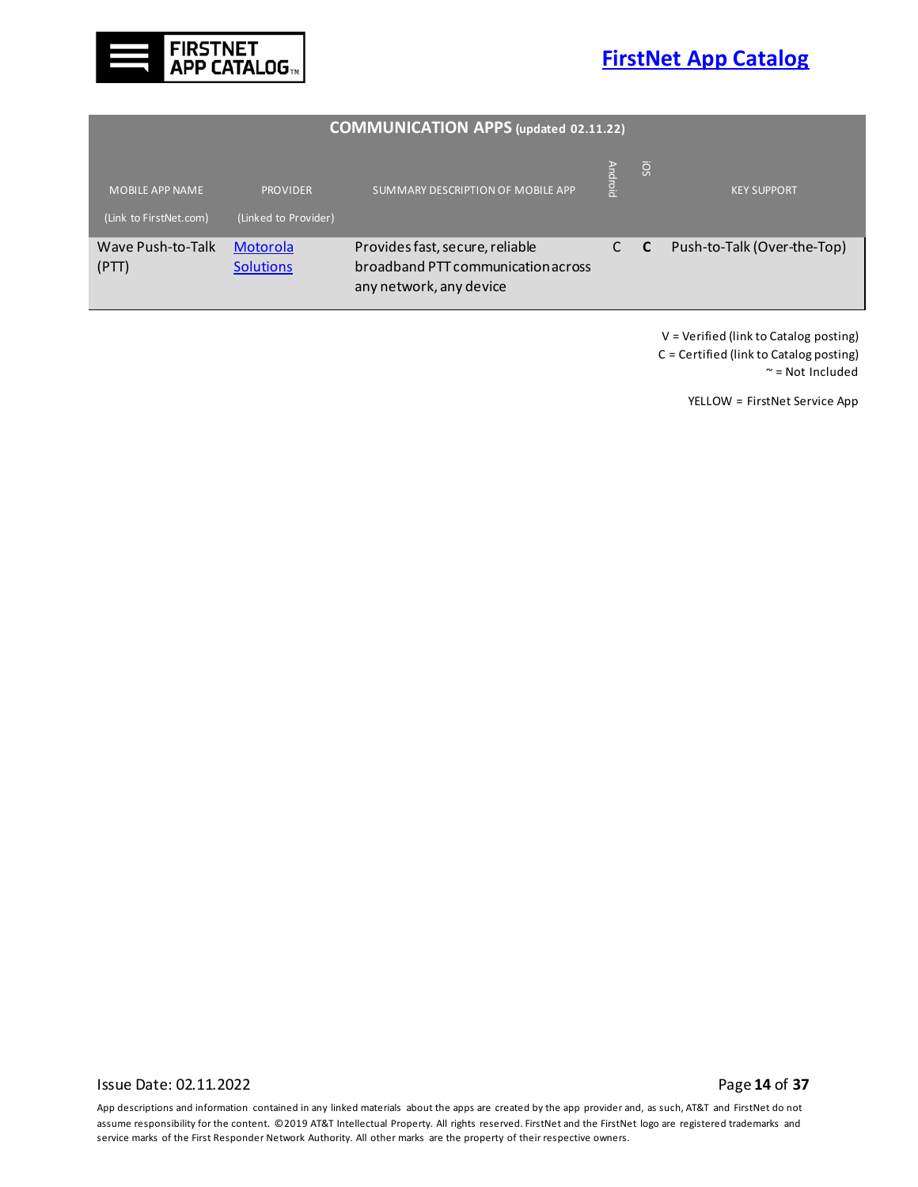| COMMUNICATION APPS (updated 02.11.22) | | | | | |
|---|---|---|---|---|---|
| MOBILE APP NAME (Link to FirstNet.com) | PROVIDER (Linked to Provider) | SUMMARY DESCRIPTION OF MOBILE APP | Android | iOS | KEY SUPPORT |
| Wave Push-to-Talk (PTT) | Motorola Solutions | Provides fast, secure, reliable broadband PTT communication across any network, any device | C | **C** | Push-to-Talk (Over-the-Top) |

V = Verified (link to Catalog posting)
C = Certified (link to Catalog posting)
~ = Not Included

YELLOW = FirstNet Service App

Issue Date: 02.11.2022

App descriptions and information contained in any linked materials about the apps are created by the app provider and, as such, AT&T and FirstNet do not assume responsibility for the content. ©2019 AT&T Intellectual Property. All rights reserved. FirstNet and the FirstNet logo are registered trademarks and service marks of the First Responder Network Authority. All other marks are the property of their respective owners.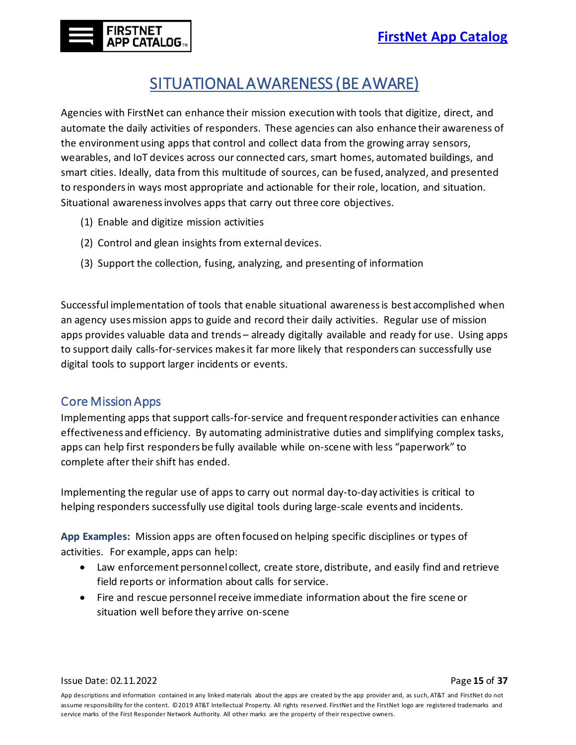# SITUATIONAL AWARENESS (BE AWARE)

Agencies with FirstNet can enhance their mission execution with tools that digitize, direct, and automate the daily activities of responders. These agencies can also enhance their awareness of the environment using apps that control and collect data from the growing array sensors, wearables, and IoT devices across our connected cars, smart homes, automated buildings, and smart cities. Ideally, data from this multitude of sources, can be fused, analyzed, and presented to responders in ways most appropriate and actionable for their role, location, and situation. Situational awareness involves apps that carry out three core objectives.

(1) Enable and digitize mission activities

(2) Control and glean insights from external devices.

(3) Support the collection, fusing, analyzing, and presenting of information

Successful implementation of tools that enable situational awareness is best accomplished when an agency uses mission apps to guide and record their daily activities. Regular use of mission apps provides valuable data and trends – already digitally available and ready for use. Using apps to support daily calls-for-services makes it far more likely that responders can successfully use digital tools to support larger incidents or events.

## Core Mission Apps

Implementing apps that support calls-for-service and frequent responder activities can enhance effectiveness and efficiency. By automating administrative duties and simplifying complex tasks, apps can help first responders be fully available while on-scene with less "paperwork" to complete after their shift has ended.

Implementing the regular use of apps to carry out normal day-to-day activities is critical to helping responders successfully use digital tools during large-scale events and incidents.

**App Examples:** Mission apps are often focused on helping specific disciplines or types of activities. For example, apps can help:

- Law enforcement personnel collect, create store, distribute, and easily find and retrieve field reports or information about calls for service.
- Fire and rescue personnel receive immediate information about the fire scene or situation well before they arrive on-scene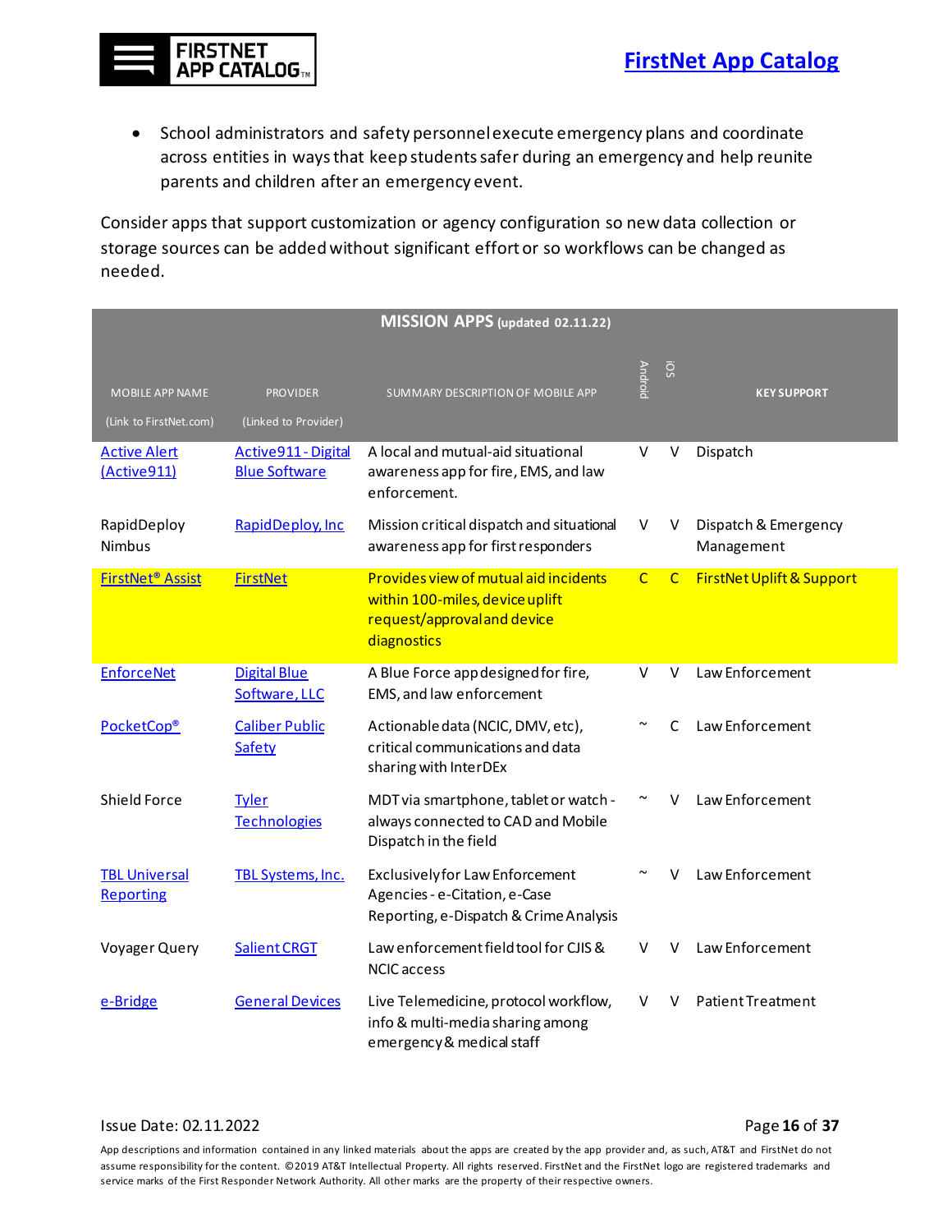- School administrators and safety personnel execute emergency plans and coordinate across entities in ways that keep students safer during an emergency and help reunite parents and children after an emergency event.

Consider apps that support customization or agency configuration so new data collection or storage sources can be added without significant effort or so workflows can be changed as needed.

| MISSION APPS (updated 02.11.22) | | | | | |
|---|---|---|---|---|---|
| MOBILE APP NAME (Link to FirstNet.com) | PROVIDER (Linked to Provider) | SUMMARY DESCRIPTION OF MOBILE APP | Android | iOS | KEY SUPPORT |
| Active Alert (Active911) | Active911 - Digital Blue Software | A local and mutual-aid situational awareness app for fire, EMS, and law enforcement. | V | V | Dispatch |
| RapidDeploy Nimbus | RapidDeploy, Inc | Mission critical dispatch and situational awareness app for first responders | V | V | Dispatch & Emergency Management |
| FirstNet® Assist | FirstNet | Provides view of mutual aid incidents within 100-miles, device uplift request/approval and device diagnostics | C | C | FirstNet Uplift & Support |
| EnforceNet | Digital Blue Software, LLC | A Blue Force app designed for fire, EMS, and law enforcement | V | V | Law Enforcement |
| PocketCop® | Caliber Public Safety | Actionable data (NCIC, DMV, etc), critical communications and data sharing with InterDEx | ~ | C | Law Enforcement |
| Shield Force | Tyler Technologies | MDT via smartphone, tablet or watch - always connected to CAD and Mobile Dispatch in the field | ~ | V | Law Enforcement |
| TBL Universal Reporting | TBL Systems, Inc. | Exclusively for Law Enforcement Agencies - e-Citation, e-Case Reporting, e-Dispatch & Crime Analysis | ~ | V | Law Enforcement |
| Voyager Query | Salient CRGT | Law enforcement field tool for CJIS & NCIC access | V | V | Law Enforcement |
| e-Bridge | General Devices | Live Telemedicine, protocol workflow, info & multi-media sharing among emergency & medical staff | V | V | Patient Treatment |

Issue Date: 02.11.2022

App descriptions and information contained in any linked materials about the apps are created by the app provider and, as such, AT&T and FirstNet do not assume responsibility for the content. ©2019 AT&T Intellectual Property. All rights reserved. FirstNet and the FirstNet logo are registered trademarks and service marks of the First Responder Network Authority. All other marks are the property of their respective owners.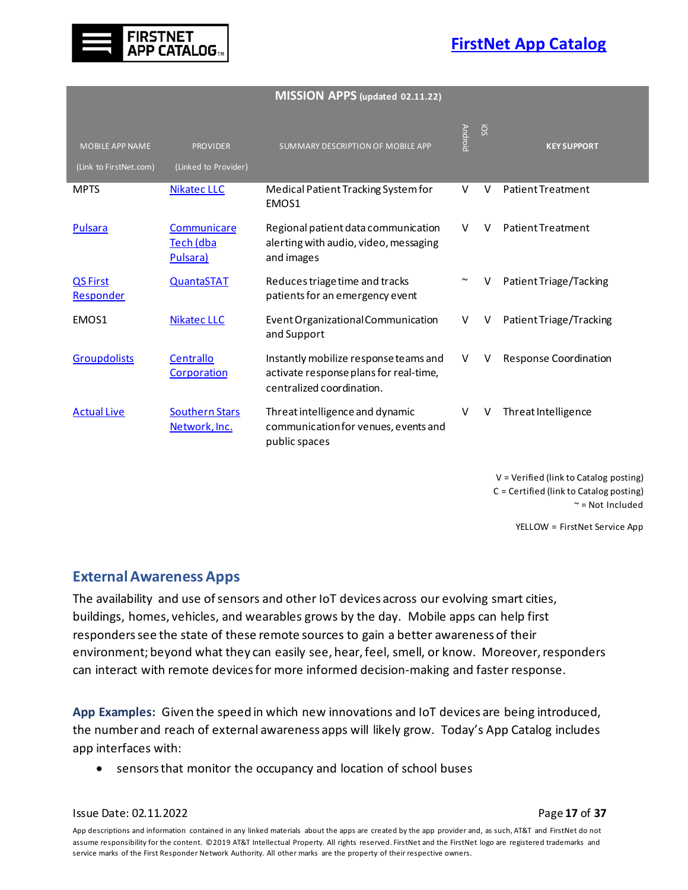| MISSION APPS (updated 02.11.22) | | | | | |
|---|---|---|---|---|---|
| MOBILE APP NAME (Link to FirstNet.com) | PROVIDER (Linked to Provider) | SUMMARY DESCRIPTION OF MOBILE APP | Android | iOS | KEY SUPPORT |
| MPTS | Nikatec LLC | Medical Patient Tracking System for EMOS1 | V | V | Patient Treatment |
| Pulsara | Communicare Tech (dba Pulsara) | Regional patient data communication alerting with audio, video, messaging and images | V | V | Patient Treatment |
| QS First Responder | QuantaSTAT | Reduces triage time and tracks patients for an emergency event | ~ | V | Patient Triage/Tacking |
| EMOS1 | Nikatec LLC | Event Organizational Communication and Support | V | V | Patient Triage/Tracking |
| Groupdolists | Centrallo Corporation | Instantly mobilize response teams and activate response plans for real-time, centralized coordination. | V | V | Response Coordination |
| Actual Live | Southern Stars Network, Inc. | Threat intelligence and dynamic communication for venues, events and public spaces | V | V | Threat Intelligence |

V = Verified (link to Catalog posting)
C = Certified (link to Catalog posting)
~ = Not Included

YELLOW = FirstNet Service App

## External Awareness Apps

The availability and use of sensors and other IoT devices across our evolving smart cities, buildings, homes, vehicles, and wearables grows by the day. Mobile apps can help first responders see the state of these remote sources to gain a better awareness of their environment; beyond what they can easily see, hear, feel, smell, or know. Moreover, responders can interact with remote devices for more informed decision-making and faster response.

**App Examples:** Given the speed in which new innovations and IoT devices are being introduced, the number and reach of external awareness apps will likely grow. Today's App Catalog includes app interfaces with:

- sensors that monitor the occupancy and location of school buses

Issue Date: 02.11.2022

App descriptions and information contained in any linked materials about the apps are created by the app provider and, as such, AT&T and FirstNet do not assume responsibility for the content. ©2019 AT&T Intellectual Property. All rights reserved. FirstNet and the FirstNet logo are registered trademarks and service marks of the First Responder Network Authority. All other marks are the property of their respective owners.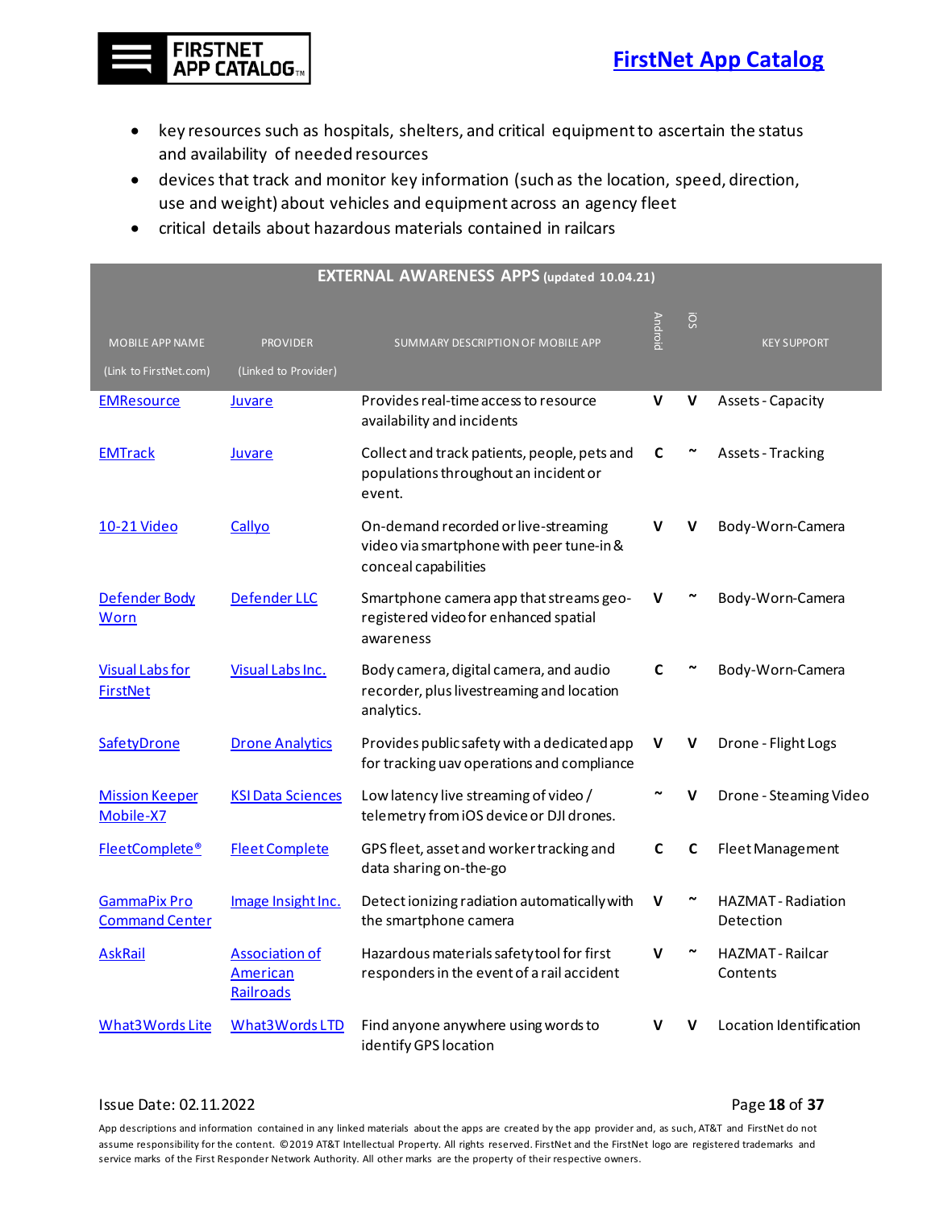- key resources such as hospitals, shelters, and critical equipment to ascertain the status and availability of needed resources
- devices that track and monitor key information (such as the location, speed, direction, use and weight) about vehicles and equipment across an agency fleet
- critical details about hazardous materials contained in railcars

| EXTERNAL AWARENESS APPS (updated 10.04.21) | | | | | |
|---|---|---|---|---|---|
| MOBILE APP NAME (Link to FirstNet.com) | PROVIDER (Linked to Provider) | SUMMARY DESCRIPTION OF MOBILE APP | Android | iOS | KEY SUPPORT |
| EMResource | Juvare | Provides real-time access to resource availability and incidents | V | V | Assets - Capacity |
| EMTrack | Juvare | Collect and track patients, people, pets and populations throughout an incident or event. | C | ~ | Assets - Tracking |
| 10-21 Video | Callyo | On-demand recorded or live-streaming video via smartphone with peer tune-in & conceal capabilities | V | V | Body-Worn-Camera |
| Defender Body Worn | Defender LLC | Smartphone camera app that streams geo-registered video for enhanced spatial awareness | V | ~ | Body-Worn-Camera |
| Visual Labs for FirstNet | Visual Labs Inc. | Body camera, digital camera, and audio recorder, plus livestreaming and location analytics. | C | ~ | Body-Worn-Camera |
| SafetyDrone | Drone Analytics | Provides public safety with a dedicated app for tracking uav operations and compliance | V | V | Drone - Flight Logs |
| Mission Keeper Mobile-X7 | KSI Data Sciences | Low latency live streaming of video / telemetry from iOS device or DJI drones. | ~ | V | Drone - Steaming Video |
| FleetComplete® | Fleet Complete | GPS fleet, asset and worker tracking and data sharing on-the-go | C | C | Fleet Management |
| GammaPix Pro Command Center | Image Insight Inc. | Detect ionizing radiation automatically with the smartphone camera | V | ~ | HAZMAT - Radiation Detection |
| AskRail | Association of American Railroads | Hazardous materials safety tool for first responders in the event of a rail accident | V | ~ | HAZMAT - Railcar Contents |
| What3Words Lite | What3Words LTD | Find anyone anywhere using words to identify GPS location | V | V | Location Identification |

Issue Date: 02.11.2022

App descriptions and information contained in any linked materials about the apps are created by the app provider and, as such, AT&T and FirstNet do not assume responsibility for the content. ©2019 AT&T Intellectual Property. All rights reserved. FirstNet and the FirstNet logo are registered trademarks and service marks of the First Responder Network Authority. All other marks are the property of their respective owners.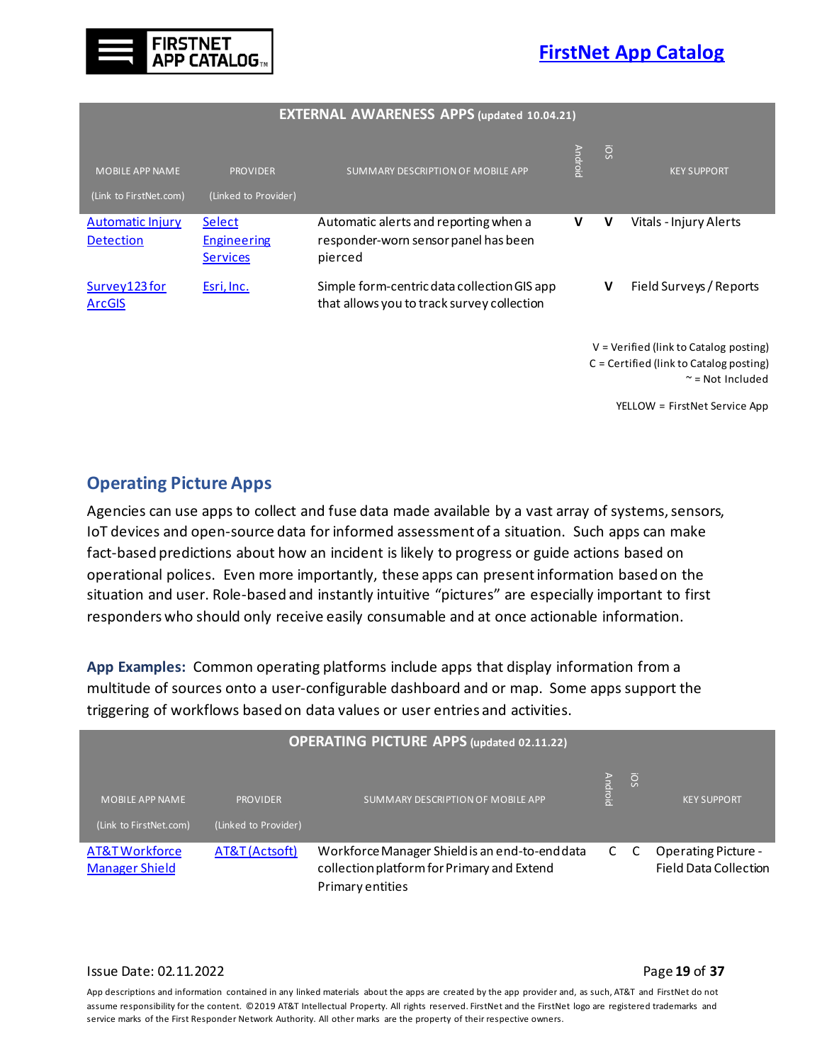| EXTERNAL AWARENESS APPS (updated 10.04.21) | | | | | |
|---|---|---|---|---|---|
| MOBILE APP NAME (Link to FirstNet.com) | PROVIDER (Linked to Provider) | SUMMARY DESCRIPTION OF MOBILE APP | Android | iOS | KEY SUPPORT |
| Automatic Injury Detection | Select Engineering Services | Automatic alerts and reporting when a responder-worn sensor panel has been pierced | V | V | Vitals - Injury Alerts |
| Survey123 for ArcGIS | Esri, Inc. | Simple form-centric data collection GIS app that allows you to track survey collection | | V | Field Surveys / Reports |

V = Verified (link to Catalog posting)
C = Certified (link to Catalog posting)
~ = Not Included

YELLOW = FirstNet Service App

## Operating Picture Apps

Agencies can use apps to collect and fuse data made available by a vast array of systems, sensors, IoT devices and open-source data for informed assessment of a situation. Such apps can make fact-based predictions about how an incident is likely to progress or guide actions based on operational polices. Even more importantly, these apps can present information based on the situation and user. Role-based and instantly intuitive "pictures" are especially important to first responders who should only receive easily consumable and at once actionable information.

**App Examples:** Common operating platforms include apps that display information from a multitude of sources onto a user-configurable dashboard and or map. Some apps support the triggering of workflows based on data values or user entries and activities.

| OPERATING PICTURE APPS (updated 02.11.22) | | | | | |
|---|---|---|---|---|---|
| MOBILE APP NAME (Link to FirstNet.com) | PROVIDER (Linked to Provider) | SUMMARY DESCRIPTION OF MOBILE APP | Android | iOS | KEY SUPPORT |
| AT&T Workforce Manager Shield | AT&T (Actsoft) | Workforce Manager Shield is an end-to-end data collection platform for Primary and Extend Primary entities | C | C | Operating Picture - Field Data Collection |

Issue Date: 02.11.2022

App descriptions and information contained in any linked materials about the apps are created by the app provider and, as such, AT&T and FirstNet do not assume responsibility for the content. ©2019 AT&T Intellectual Property. All rights reserved. FirstNet and the FirstNet logo are registered trademarks and service marks of the First Responder Network Authority. All other marks are the property of their respective owners.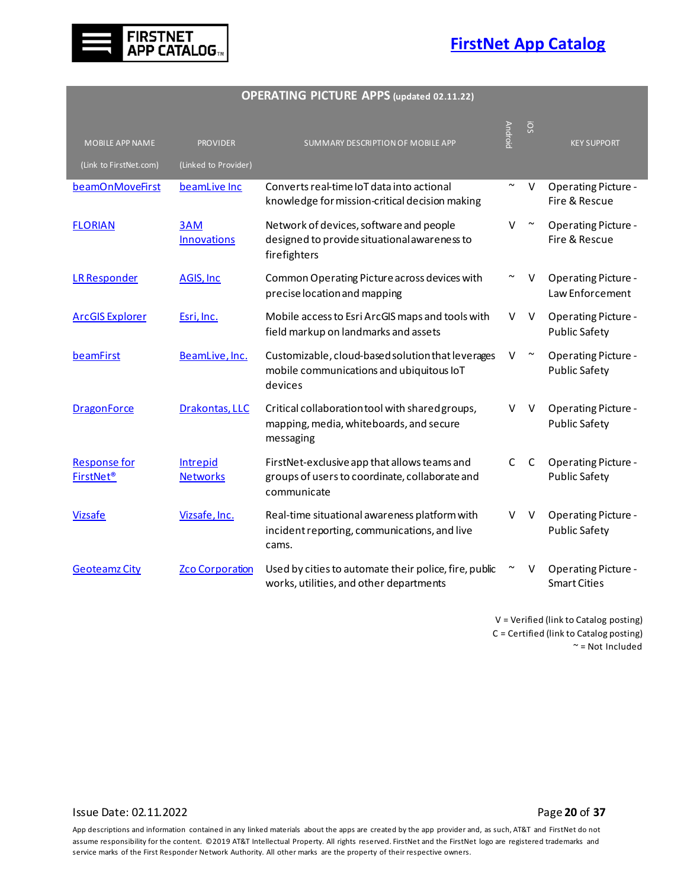**FIRSTNET APP CATALOG™**

**FirstNet App Catalog**

| OPERATING PICTURE APPS (updated 02.11.22) | | | | | |
|---|---|---|---|---|---|
| MOBILE APP NAME (Link to FirstNet.com) | PROVIDER (Linked to Provider) | SUMMARY DESCRIPTION OF MOBILE APP | Android | iOS | KEY SUPPORT |
| beamOnMoveFirst | beamLive Inc | Converts real-time IoT data into actional knowledge for mission-critical decision making | ~ | V | Operating Picture - Fire & Rescue |
| FLORIAN | 3AM Innovations | Network of devices, software and people designed to provide situational awareness to firefighters | V | ~ | Operating Picture - Fire & Rescue |
| LR Responder | AGIS, Inc | Common Operating Picture across devices with precise location and mapping | ~ | V | Operating Picture - Law Enforcement |
| ArcGIS Explorer | Esri, Inc. | Mobile access to Esri ArcGIS maps and tools with field markup on landmarks and assets | V | V | Operating Picture - Public Safety |
| beamFirst | BeamLive, Inc. | Customizable, cloud-based solution that leverages mobile communications and ubiquitous IoT devices | V | ~ | Operating Picture - Public Safety |
| DragonForce | Drakontas, LLC | Critical collaboration tool with shared groups, mapping, media, whiteboards, and secure messaging | V | V | Operating Picture - Public Safety |
| Response for FirstNet® | Intrepid Networks | FirstNet-exclusive app that allows teams and groups of users to coordinate, collaborate and communicate | C | C | Operating Picture - Public Safety |
| Vizsafe | Vizsafe, Inc. | Real-time situational awareness platform with incident reporting, communications, and live cams. | V | V | Operating Picture - Public Safety |
| Geoteamz City | Zco Corporation | Used by cities to automate their police, fire, public works, utilities, and other departments | ~ | V | Operating Picture - Smart Cities |

V = Verified (link to Catalog posting)
C = Certified (link to Catalog posting)
~ = Not Included

Issue Date: 02.11.2022

App descriptions and information contained in any linked materials about the apps are created by the app provider and, as such, AT&T and FirstNet do not assume responsibility for the content. ©2019 AT&T Intellectual Property. All rights reserved. FirstNet and the FirstNet logo are registered trademarks and service marks of the First Responder Network Authority. All other marks are the property of their respective owners.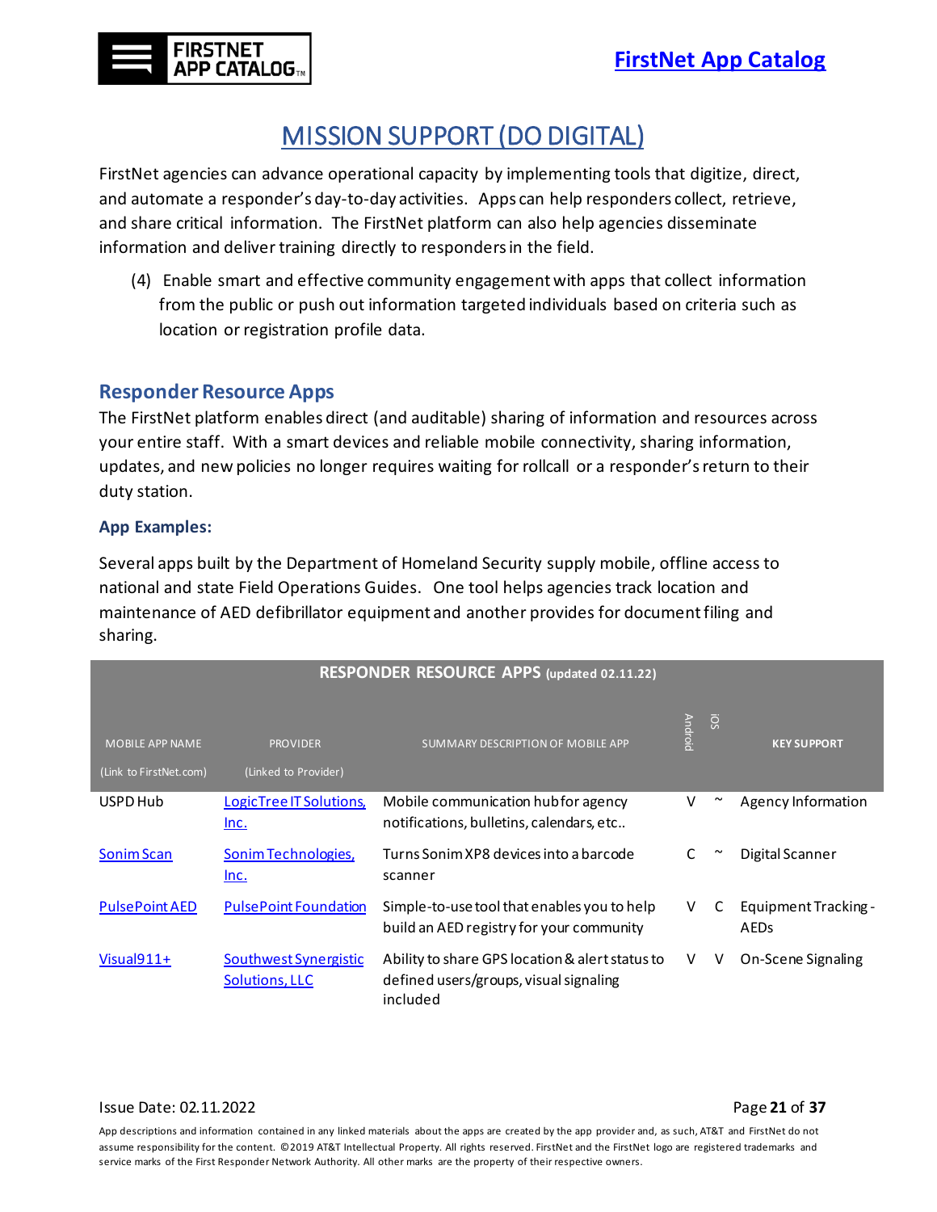# MISSION SUPPORT (DO DIGITAL)

FirstNet agencies can advance operational capacity by implementing tools that digitize, direct, and automate a responder's day-to-day activities. Apps can help responders collect, retrieve, and share critical information. The FirstNet platform can also help agencies disseminate information and deliver training directly to responders in the field.

(4) Enable smart and effective community engagement with apps that collect information from the public or push out information targeted individuals based on criteria such as location or registration profile data.

## Responder Resource Apps

The FirstNet platform enables direct (and auditable) sharing of information and resources across your entire staff. With a smart devices and reliable mobile connectivity, sharing information, updates, and new policies no longer requires waiting for rollcall or a responder's return to their duty station.

### App Examples:

Several apps built by the Department of Homeland Security supply mobile, offline access to national and state Field Operations Guides. One tool helps agencies track location and maintenance of AED defibrillator equipment and another provides for document filing and sharing.

**RESPONDER RESOURCE APPS (updated 02.11.22)**

| MOBILE APP NAME (Link to FirstNet.com) | PROVIDER (Linked to Provider) | SUMMARY DESCRIPTION OF MOBILE APP | Android | iOS | KEY SUPPORT |
|---|---|---|---|---|---|
| USPD Hub | LogicTree IT Solutions, Inc. | Mobile communication hub for agency notifications, bulletins, calendars, etc.. | V | ~ | Agency Information |
| Sonim Scan | Sonim Technologies, Inc. | Turns Sonim XP8 devices into a barcode scanner | C | ~ | Digital Scanner |
| PulsePoint AED | PulsePoint Foundation | Simple-to-use tool that enables you to help build an AED registry for your community | V | C | Equipment Tracking - AEDs |
| Visual911+ | Southwest Synergistic Solutions, LLC | Ability to share GPS location & alert status to defined users/groups, visual signaling included | V | V | On-Scene Signaling |

Issue Date: 02.11.2022

App descriptions and information contained in any linked materials about the apps are created by the app provider and, as such, AT&T and FirstNet do not assume responsibility for the content. ©2019 AT&T Intellectual Property. All rights reserved. FirstNet and the FirstNet logo are registered trademarks and service marks of the First Responder Network Authority. All other marks are the property of their respective owners.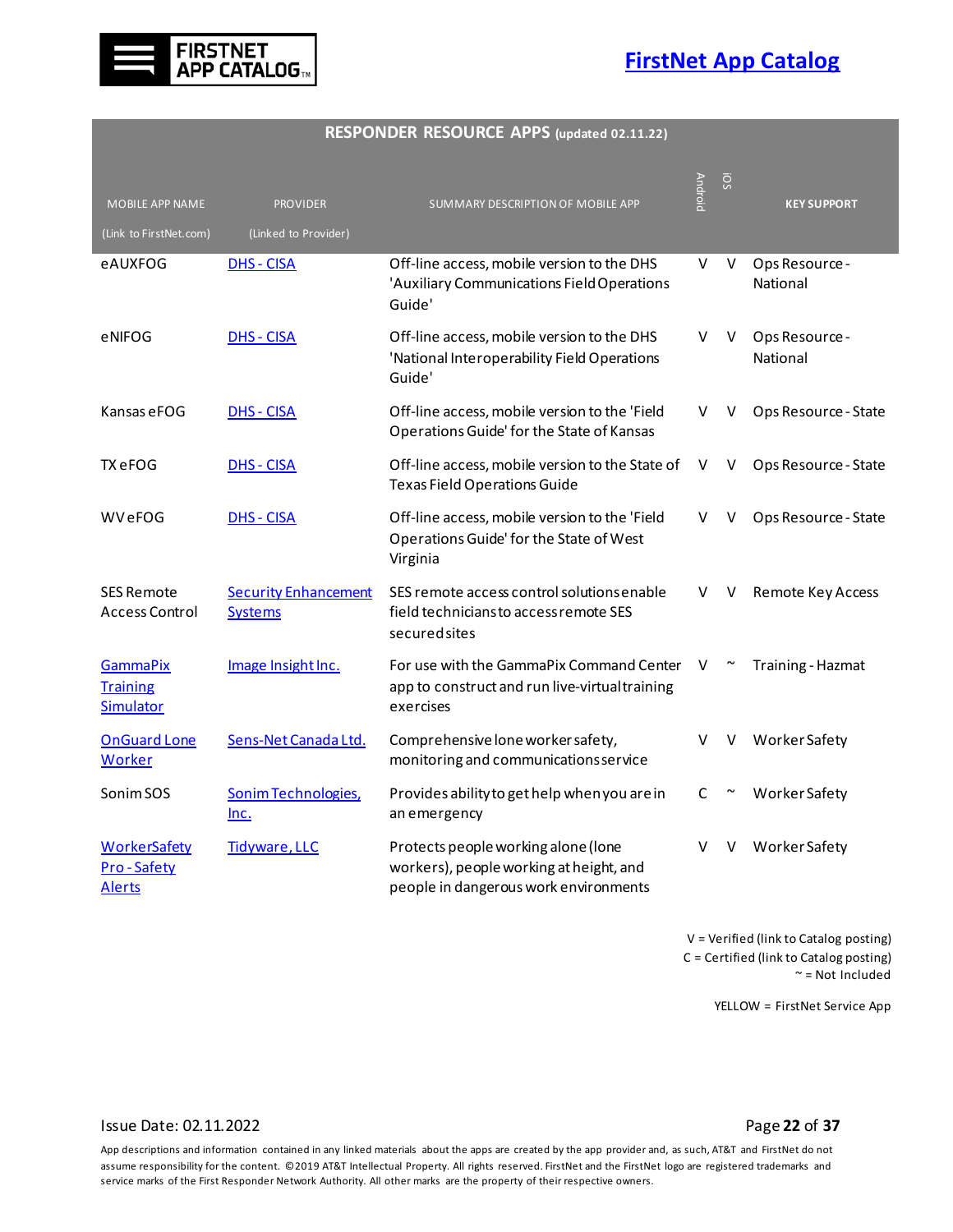FIRSTNET APP CATALOG™

**FirstNet App Catalog**

| RESPONDER RESOURCE APPS (updated 02.11.22) | | | | | |
|---|---|---|---|---|---|
| MOBILE APP NAME (Link to FirstNet.com) | PROVIDER (Linked to Provider) | SUMMARY DESCRIPTION OF MOBILE APP | Android | iOS | KEY SUPPORT |
| eAUXFOG | DHS - CISA | Off-line access, mobile version to the DHS 'Auxiliary Communications Field Operations Guide' | V | V | Ops Resource - National |
| eNIFOG | DHS - CISA | Off-line access, mobile version to the DHS 'National Interoperability Field Operations Guide' | V | V | Ops Resource - National |
| Kansas eFOG | DHS - CISA | Off-line access, mobile version to the 'Field Operations Guide' for the State of Kansas | V | V | Ops Resource - State |
| TX eFOG | DHS - CISA | Off-line access, mobile version to the State of Texas Field Operations Guide | V | V | Ops Resource - State |
| WV eFOG | DHS - CISA | Off-line access, mobile version to the 'Field Operations Guide' for the State of West Virginia | V | V | Ops Resource - State |
| SES Remote Access Control | Security Enhancement Systems | SES remote access control solutions enable field technicians to access remote SES secured sites | V | V | Remote Key Access |
| GammaPix Training Simulator | Image Insight Inc. | For use with the GammaPix Command Center app to construct and run live-virtual training exercises | V | ~ | Training - Hazmat |
| OnGuard Lone Worker | Sens-Net Canada Ltd. | Comprehensive lone worker safety, monitoring and communications service | V | V | Worker Safety |
| Sonim SOS | Sonim Technologies, Inc. | Provides ability to get help when you are in an emergency | C | ~ | Worker Safety |
| WorkerSafety Pro - Safety Alerts | Tidyware, LLC | Protects people working alone (lone workers), people working at height, and people in dangerous work environments | V | V | Worker Safety |

V = Verified (link to Catalog posting)
C = Certified (link to Catalog posting)
~ = Not Included

YELLOW = FirstNet Service App

Issue Date: 02.11.2022

App descriptions and information contained in any linked materials about the apps are created by the app provider and, as such, AT&T and FirstNet do not assume responsibility for the content. ©2019 AT&T Intellectual Property. All rights reserved. FirstNet and the FirstNet logo are registered trademarks and service marks of the First Responder Network Authority. All other marks are the property of their respective owners.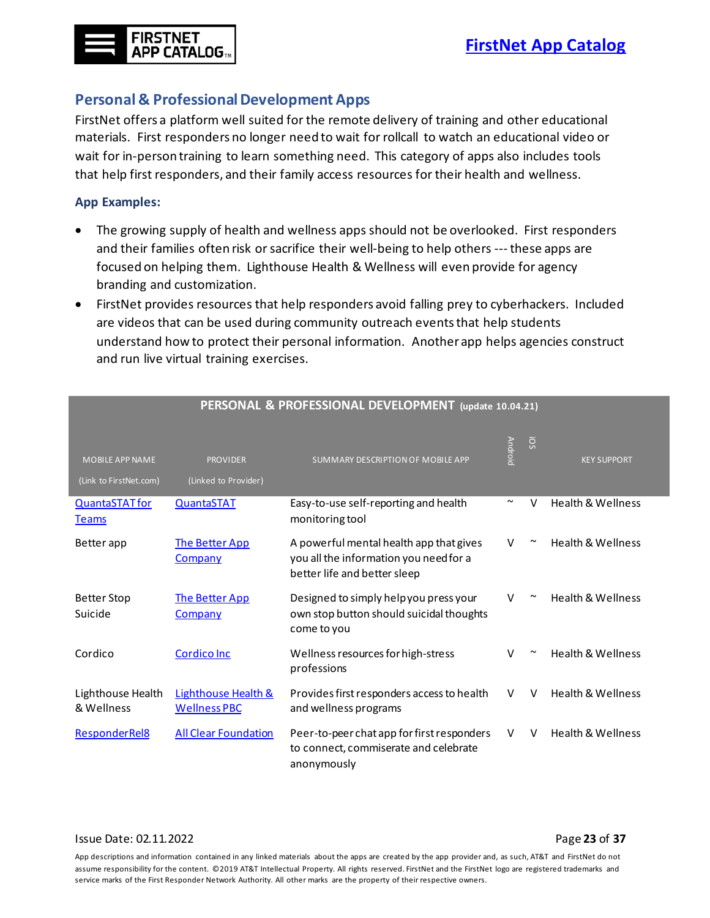## Personal & Professional Development Apps

FirstNet offers a platform well suited for the remote delivery of training and other educational materials. First responders no longer need to wait for rollcall to watch an educational video or wait for in-person training to learn something need. This category of apps also includes tools that help first responders, and their family access resources for their health and wellness.

### App Examples:

- The growing supply of health and wellness apps should not be overlooked. First responders and their families often risk or sacrifice their well-being to help others --- these apps are focused on helping them. Lighthouse Health & Wellness will even provide for agency branding and customization.
- FirstNet provides resources that help responders avoid falling prey to cyberhackers. Included are videos that can be used during community outreach events that help students understand how to protect their personal information. Another app helps agencies construct and run live virtual training exercises.

| PERSONAL & PROFESSIONAL DEVELOPMENT (update 10.04.21) | | | | | |
|---|---|---|---|---|---|
| MOBILE APP NAME (Link to FirstNet.com) | PROVIDER (Linked to Provider) | SUMMARY DESCRIPTION OF MOBILE APP | Android | iOS | KEY SUPPORT |
| QuantaSTAT for Teams | QuantaSTAT | Easy-to-use self-reporting and health monitoring tool | ~ | V | Health & Wellness |
| Better app | The Better App Company | A powerful mental health app that gives you all the information you need for a better life and better sleep | V | ~ | Health & Wellness |
| Better Stop Suicide | The Better App Company | Designed to simply help you press your own stop button should suicidal thoughts come to you | V | ~ | Health & Wellness |
| Cordico | Cordico Inc | Wellness resources for high-stress professions | V | ~ | Health & Wellness |
| Lighthouse Health & Wellness | Lighthouse Health & Wellness PBC | Provides first responders access to health and wellness programs | V | V | Health & Wellness |
| ResponderRel8 | All Clear Foundation | Peer-to-peer chat app for first responders to connect, commiserate and celebrate anonymously | V | V | Health & Wellness |

Issue Date: 02.11.2022

App descriptions and information contained in any linked materials about the apps are created by the app provider and, as such, AT&T and FirstNet do not assume responsibility for the content. ©2019 AT&T Intellectual Property. All rights reserved. FirstNet and the FirstNet logo are registered trademarks and service marks of the First Responder Network Authority. All other marks are the property of their respective owners.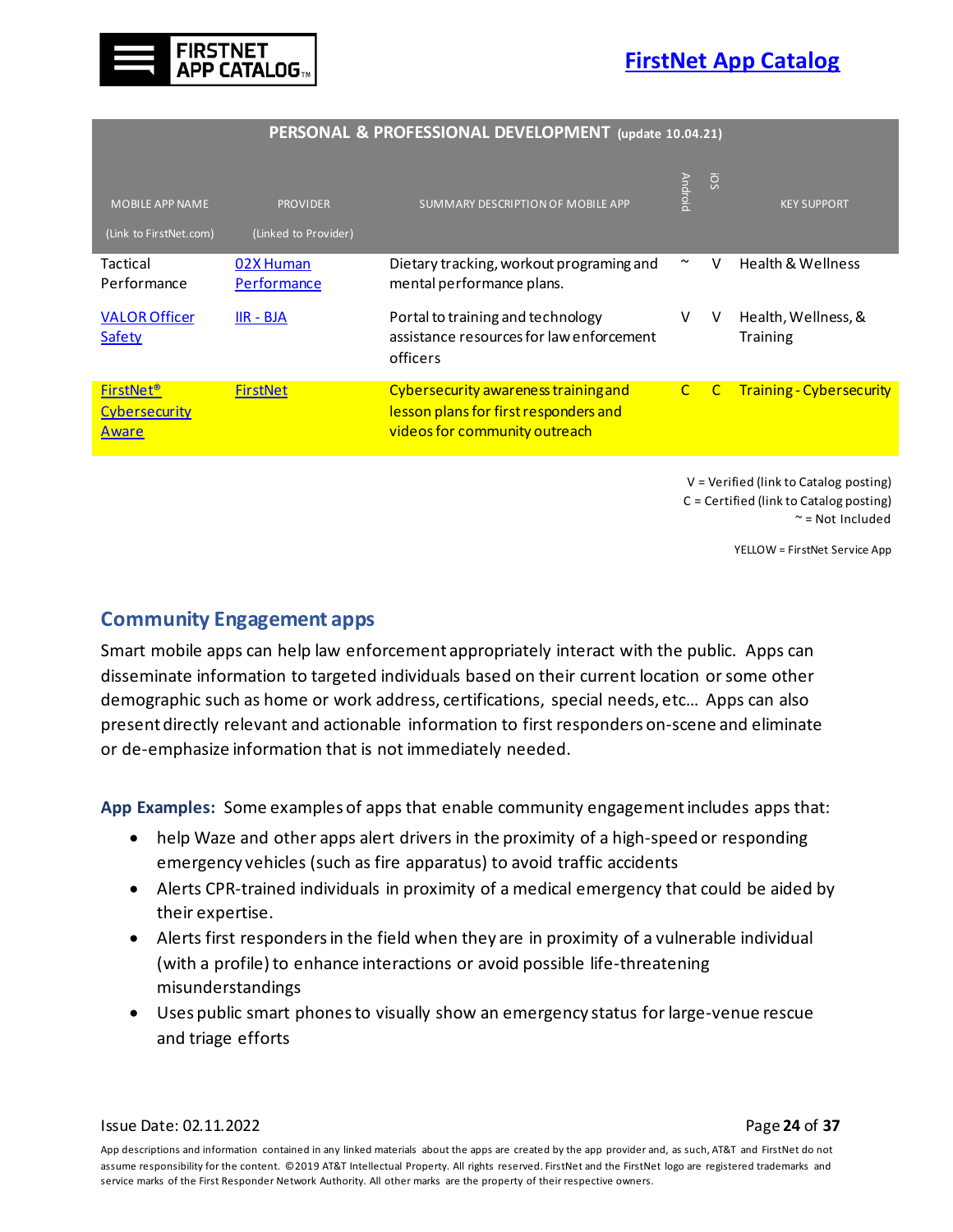| PERSONAL & PROFESSIONAL DEVELOPMENT (update 10.04.21) | | | | | |
|---|---|---|---|---|---|
| MOBILE APP NAME (Link to FirstNet.com) | PROVIDER (Linked to Provider) | SUMMARY DESCRIPTION OF MOBILE APP | Android | iOS | KEY SUPPORT |
| Tactical Performance | 02X Human Performance | Dietary tracking, workout programing and mental performance plans. | ~ | V | Health & Wellness |
| VALOR Officer Safety | IIR - BJA | Portal to training and technology assistance resources for law enforcement officers | V | V | Health, Wellness, & Training |
| FirstNet® Cybersecurity Aware | FirstNet | Cybersecurity awareness training and lesson plans for first responders and videos for community outreach | C | C | Training - Cybersecurity |

V = Verified (link to Catalog posting)
C = Certified (link to Catalog posting)
~ = Not Included

YELLOW = FirstNet Service App

## Community Engagement apps

Smart mobile apps can help law enforcement appropriately interact with the public. Apps can disseminate information to targeted individuals based on their current location or some other demographic such as home or work address, certifications, special needs, etc… Apps can also present directly relevant and actionable information to first responders on-scene and eliminate or de-emphasize information that is not immediately needed.

**App Examples:** Some examples of apps that enable community engagement includes apps that:

- help Waze and other apps alert drivers in the proximity of a high-speed or responding emergency vehicles (such as fire apparatus) to avoid traffic accidents
- Alerts CPR-trained individuals in proximity of a medical emergency that could be aided by their expertise.
- Alerts first responders in the field when they are in proximity of a vulnerable individual (with a profile) to enhance interactions or avoid possible life-threatening misunderstandings
- Uses public smart phones to visually show an emergency status for large-venue rescue and triage efforts

Issue Date: 02.11.2022

App descriptions and information contained in any linked materials about the apps are created by the app provider and, as such, AT&T and FirstNet do not assume responsibility for the content. ©2019 AT&T Intellectual Property. All rights reserved. FirstNet and the FirstNet logo are registered trademarks and service marks of the First Responder Network Authority. All other marks are the property of their respective owners.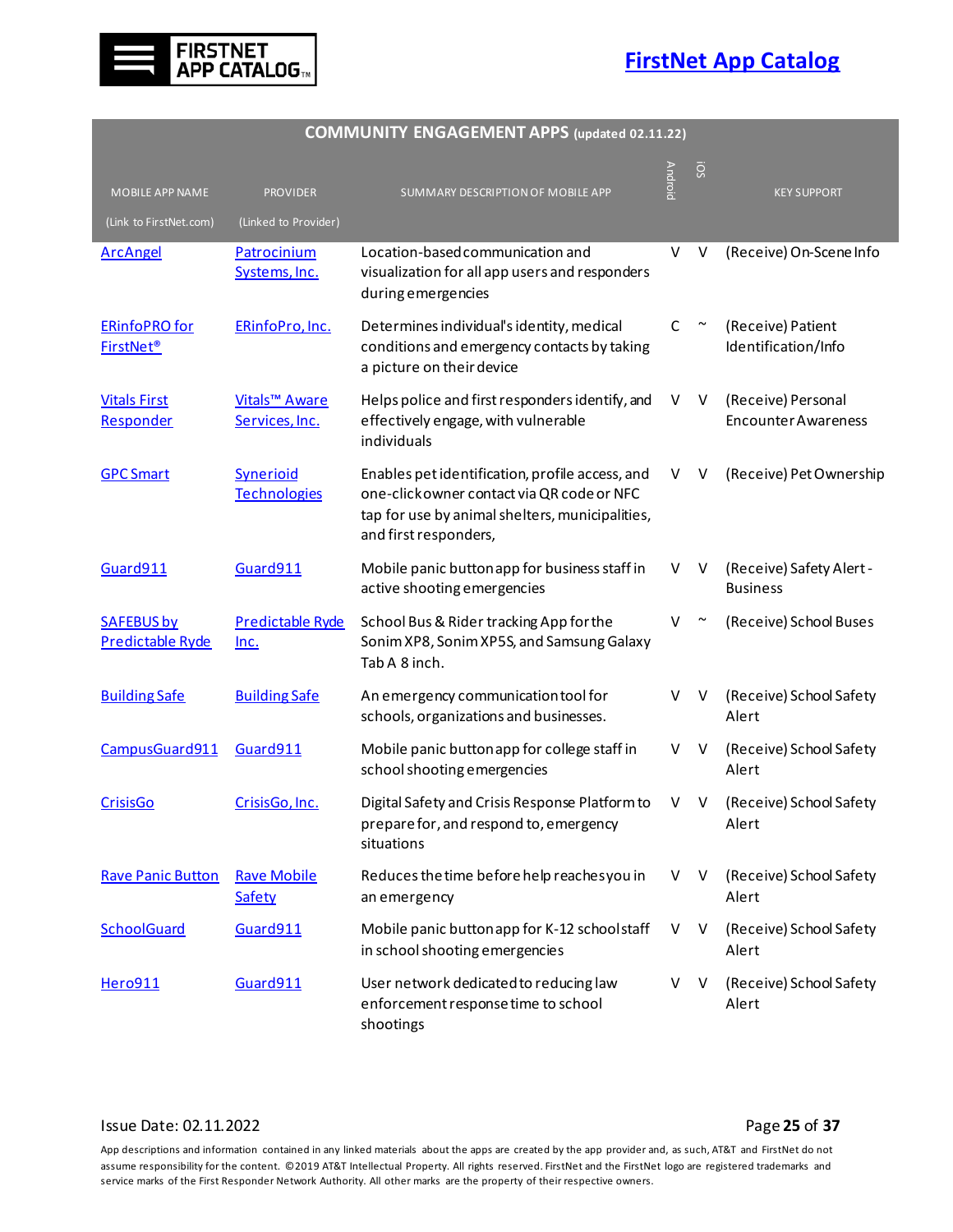# FIRSTNET APP CATALOG

**FirstNet App Catalog**

| COMMUNITY ENGAGEMENT APPS (updated 02.11.22) | | | | | |
|---|---|---|---|---|---|
| MOBILE APP NAME (Link to FirstNet.com) | PROVIDER (Linked to Provider) | SUMMARY DESCRIPTION OF MOBILE APP | Android | iOS | KEY SUPPORT |
| ArcAngel | Patrocinium Systems, Inc. | Location-based communication and visualization for all app users and responders during emergencies | V | V | (Receive) On-Scene Info |
| ERinfoPRO for FirstNet® | ERinfoPro, Inc. | Determines individual's identity, medical conditions and emergency contacts by taking a picture on their device | C | ~ | (Receive) Patient Identification/Info |
| Vitals First Responder | Vitals™ Aware Services, Inc. | Helps police and first responders identify, and effectively engage, with vulnerable individuals | V | V | (Receive) Personal Encounter Awareness |
| GPC Smart | Synerioid Technologies | Enables pet identification, profile access, and one-click owner contact via QR code or NFC tap for use by animal shelters, municipalities, and first responders, | V | V | (Receive) Pet Ownership |
| Guard911 | Guard911 | Mobile panic button app for business staff in active shooting emergencies | V | V | (Receive) Safety Alert - Business |
| SAFEBUS by Predictable Ryde | Predictable Ryde Inc. | School Bus & Rider tracking App for the Sonim XP8, Sonim XP5S, and Samsung Galaxy Tab A 8 inch. | V | ~ | (Receive) School Buses |
| Building Safe | Building Safe | An emergency communication tool for schools, organizations and businesses. | V | V | (Receive) School Safety Alert |
| CampusGuard911 | Guard911 | Mobile panic button app for college staff in school shooting emergencies | V | V | (Receive) School Safety Alert |
| CrisisGo | CrisisGo, Inc. | Digital Safety and Crisis Response Platform to prepare for, and respond to, emergency situations | V | V | (Receive) School Safety Alert |
| Rave Panic Button | Rave Mobile Safety | Reduces the time before help reaches you in an emergency | V | V | (Receive) School Safety Alert |
| SchoolGuard | Guard911 | Mobile panic button app for K-12 school staff in school shooting emergencies | V | V | (Receive) School Safety Alert |
| Hero911 | Guard911 | User network dedicated to reducing law enforcement response time to school shootings | V | V | (Receive) School Safety Alert |

Issue Date: 02.11.2022

App descriptions and information contained in any linked materials about the apps are created by the app provider and, as such, AT&T and FirstNet do not assume responsibility for the content. ©2019 AT&T Intellectual Property. All rights reserved. FirstNet and the FirstNet logo are registered trademarks and service marks of the First Responder Network Authority. All other marks are the property of their respective owners.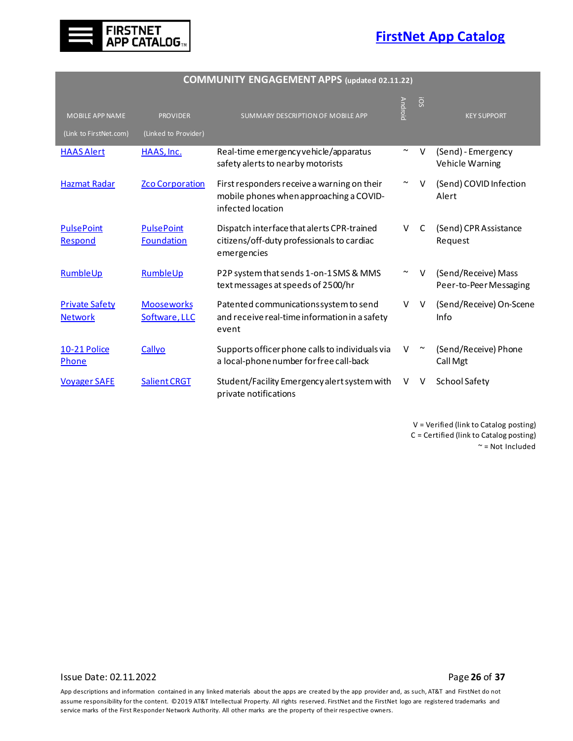| COMMUNITY ENGAGEMENT APPS (updated 02.11.22) | | | | | |
|---|---|---|---|---|---|
| MOBILE APP NAME (Link to FirstNet.com) | PROVIDER (Linked to Provider) | SUMMARY DESCRIPTION OF MOBILE APP | Android | iOS | KEY SUPPORT |
| HAAS Alert | HAAS, Inc. | Real-time emergency vehicle/apparatus safety alerts to nearby motorists | ~ | V | (Send) - Emergency Vehicle Warning |
| Hazmat Radar | Zco Corporation | First responders receive a warning on their mobile phones when approaching a COVID-infected location | ~ | V | (Send) COVID Infection Alert |
| PulsePoint Respond | PulsePoint Foundation | Dispatch interface that alerts CPR-trained citizens/off-duty professionals to cardiac emergencies | V | C | (Send) CPR Assistance Request |
| RumbleUp | RumbleUp | P2P system that sends 1-on-1 SMS & MMS text messages at speeds of 2500/hr | ~ | V | (Send/Receive) Mass Peer-to-Peer Messaging |
| Private Safety Network | Mooseworks Software, LLC | Patented communications system to send and receive real-time information in a safety event | V | V | (Send/Receive) On-Scene Info |
| 10-21 Police Phone | Callyo | Supports officer phone calls to individuals via a local-phone number for free call-back | V | ~ | (Send/Receive) Phone Call Mgt |
| Voyager SAFE | Salient CRGT | Student/Facility Emergency alert system with private notifications | V | V | School Safety |

V = Verified (link to Catalog posting)
C = Certified (link to Catalog posting)
~ = Not Included

Issue Date: 02.11.2022

App descriptions and information contained in any linked materials about the apps are created by the app provider and, as such, AT&T and FirstNet do not assume responsibility for the content. ©2019 AT&T Intellectual Property. All rights reserved. FirstNet and the FirstNet logo are registered trademarks and service marks of the First Responder Network Authority. All other marks are the property of their respective owners.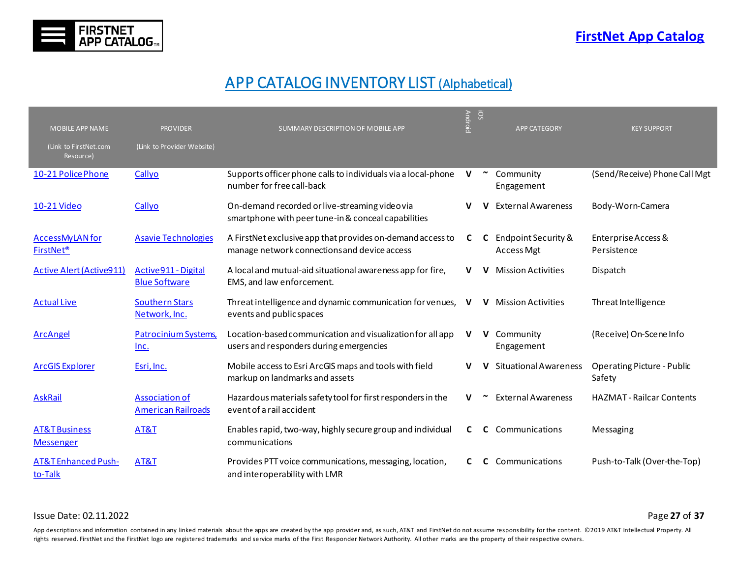FIRSTNET APP CATALOG™

[FirstNet App Catalog]

# APP CATALOG INVENTORY LIST (Alphabetical)

| MOBILE APP NAME (Link to FirstNet.com Resource) | PROVIDER (Link to Provider Website) | SUMMARY DESCRIPTION OF MOBILE APP | Android | iOS | APP CATEGORY | KEY SUPPORT |
|---|---|---|---|---|---|---|
| 10-21 Police Phone | Callyo | Supports officer phone calls to individuals via a local-phone number for free call-back | V | ~ | Community Engagement | (Send/Receive) Phone Call Mgt |
| 10-21 Video | Callyo | On-demand recorded or live-streaming video via smartphone with peer tune-in & conceal capabilities | V | V | External Awareness | Body-Worn-Camera |
| AccessMyLAN for FirstNet® | Asavie Technologies | A FirstNet exclusive app that provides on-demand access to manage network connections and device access | C | C | Endpoint Security & Access Mgt | Enterprise Access & Persistence |
| Active Alert (Active911) | Active911 - Digital Blue Software | A local and mutual-aid situational awareness app for fire, EMS, and law enforcement. | V | V | Mission Activities | Dispatch |
| Actual Live | Southern Stars Network, Inc. | Threat intelligence and dynamic communication for venues, events and public spaces | V | V | Mission Activities | Threat Intelligence |
| ArcAngel | Patrocinium Systems, Inc. | Location-based communication and visualization for all app users and responders during emergencies | V | V | Community Engagement | (Receive) On-Scene Info |
| ArcGIS Explorer | Esri, Inc. | Mobile access to Esri ArcGIS maps and tools with field markup on landmarks and assets | V | V | Situational Awareness | Operating Picture - Public Safety |
| AskRail | Association of American Railroads | Hazardous materials safety tool for first responders in the event of a rail accident | V | ~ | External Awareness | HAZMAT - Railcar Contents |
| AT&T Business Messenger | AT&T | Enables rapid, two-way, highly secure group and individual communications | C | C | Communications | Messaging |
| AT&T Enhanced Push-to-Talk | AT&T | Provides PTT voice communications, messaging, location, and interoperability with LMR | C | C | Communications | Push-to-Talk (Over-the-Top) |

Issue Date: 02.11.2022

App descriptions and information contained in any linked materials about the apps are created by the app provider and, as such, AT&T and FirstNet do not assume responsibility for the content. ©2019 AT&T Intellectual Property. All rights reserved. FirstNet and the FirstNet logo are registered trademarks and service marks of the First Responder Network Authority. All other marks are the property of their respective owners.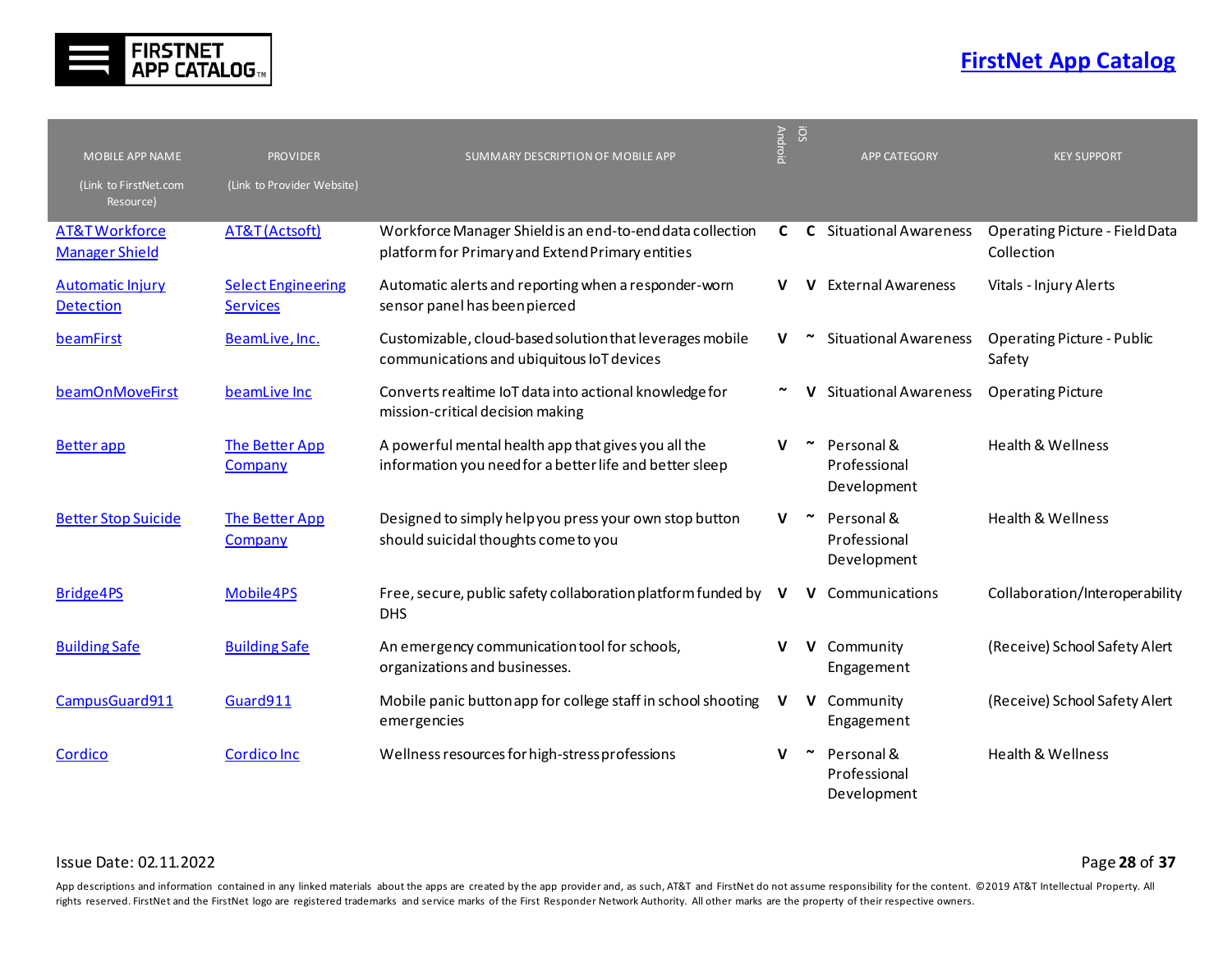| MOBILE APP NAME (Link to FirstNet.com Resource) | PROVIDER (Link to Provider Website) | SUMMARY DESCRIPTION OF MOBILE APP | Android | iOS | APP CATEGORY | KEY SUPPORT |
|---|---|---|---|---|---|---|
| AT&T Workforce Manager Shield | AT&T (Actsoft) | Workforce Manager Shield is an end-to-end data collection platform for Primary and Extend Primary entities | C | C | Situational Awareness | Operating Picture - Field Data Collection |
| Automatic Injury Detection | Select Engineering Services | Automatic alerts and reporting when a responder-worn sensor panel has been pierced | V | V | External Awareness | Vitals - Injury Alerts |
| beamFirst | BeamLive, Inc. | Customizable, cloud-based solution that leverages mobile communications and ubiquitous IoT devices | V | ~ | Situational Awareness | Operating Picture - Public Safety |
| beamOnMoveFirst | beamLive Inc | Converts realtime IoT data into actional knowledge for mission-critical decision making | ~ | V | Situational Awareness | Operating Picture |
| Better app | The Better App Company | A powerful mental health app that gives you all the information you need for a better life and better sleep | V | ~ | Personal & Professional Development | Health & Wellness |
| Better Stop Suicide | The Better App Company | Designed to simply help you press your own stop button should suicidal thoughts come to you | V | ~ | Personal & Professional Development | Health & Wellness |
| Bridge4PS | Mobile4PS | Free, secure, public safety collaboration platform funded by DHS | V | V | Communications | Collaboration/Interoperability |
| Building Safe | Building Safe | An emergency communication tool for schools, organizations and businesses. | V | V | Community Engagement | (Receive) School Safety Alert |
| CampusGuard911 | Guard911 | Mobile panic button app for college staff in school shooting emergencies | V | V | Community Engagement | (Receive) School Safety Alert |
| Cordico | Cordico Inc | Wellness resources for high-stress professions | V | ~ | Personal & Professional Development | Health & Wellness |

Issue Date: 02.11.2022

App descriptions and information contained in any linked materials about the apps are created by the app provider and, as such, AT&T and FirstNet do not assume responsibility for the content. ©2019 AT&T Intellectual Property. All rights reserved. FirstNet and the FirstNet logo are registered trademarks and service marks of the First Responder Network Authority. All other marks are the property of their respective owners.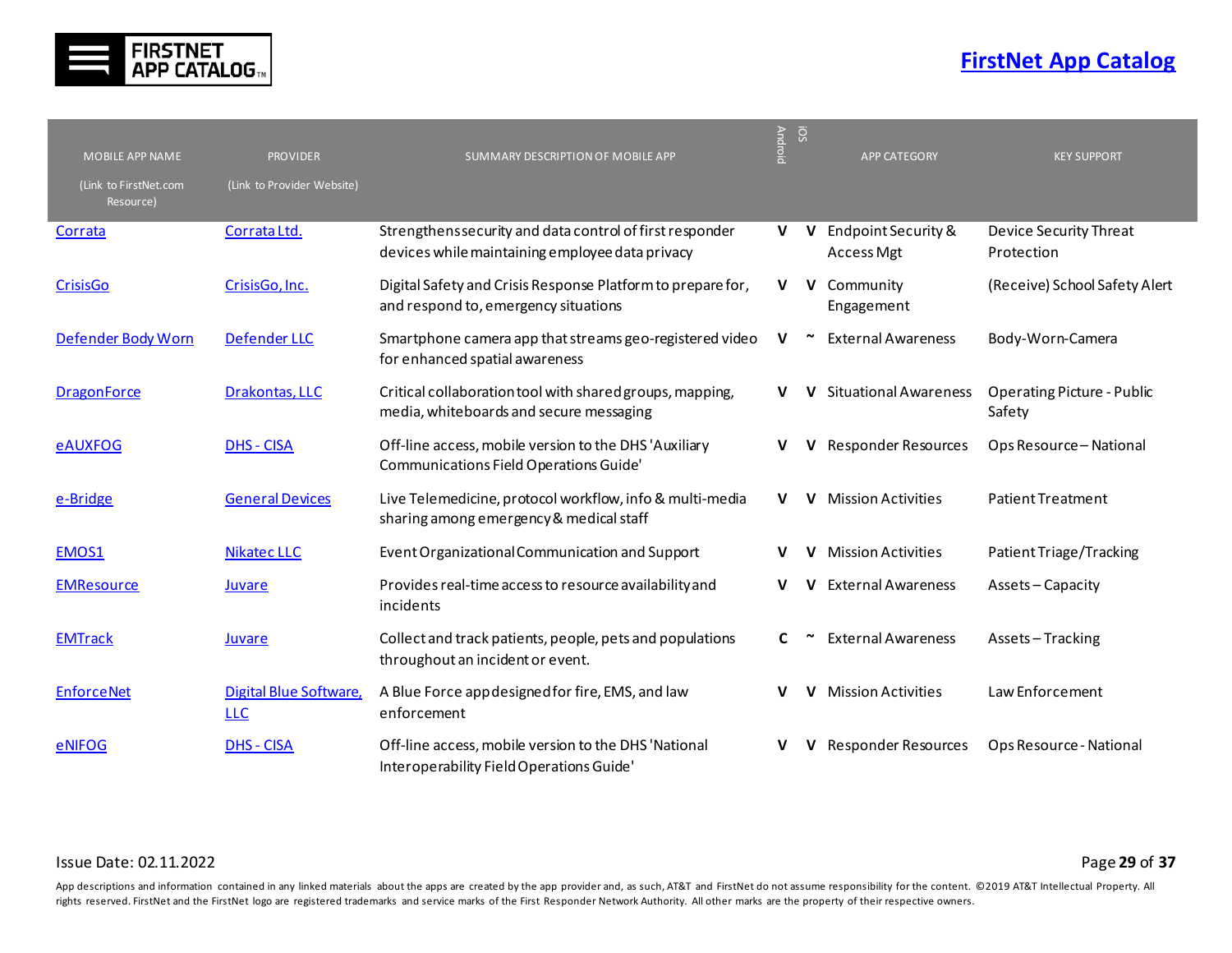| MOBILE APP NAME (Link to FirstNet.com Resource) | PROVIDER (Link to Provider Website) | SUMMARY DESCRIPTION OF MOBILE APP | Android | iOS | APP CATEGORY | KEY SUPPORT |
|---|---|---|---|---|---|---|
| Corrata | Corrata Ltd. | Strengthens security and data control of first responder devices while maintaining employee data privacy | V | V | Endpoint Security & Access Mgt | Device Security Threat Protection |
| CrisisGo | CrisisGo, Inc. | Digital Safety and Crisis Response Platform to prepare for, and respond to, emergency situations | V | V | Community Engagement | (Receive) School Safety Alert |
| Defender Body Worn | Defender LLC | Smartphone camera app that streams geo-registered video for enhanced spatial awareness | V | ~ | External Awareness | Body-Worn-Camera |
| DragonForce | Drakontas, LLC | Critical collaboration tool with shared groups, mapping, media, whiteboards and secure messaging | V | V | Situational Awareness | Operating Picture - Public Safety |
| eAUXFOG | DHS - CISA | Off-line access, mobile version to the DHS 'Auxiliary Communications Field Operations Guide' | V | V | Responder Resources | Ops Resource – National |
| e-Bridge | General Devices | Live Telemedicine, protocol workflow, info & multi-media sharing among emergency & medical staff | V | V | Mission Activities | Patient Treatment |
| EMOS1 | Nikatec LLC | Event Organizational Communication and Support | V | V | Mission Activities | Patient Triage/Tracking |
| EMResource | Juvare | Provides real-time access to resource availability and incidents | V | V | External Awareness | Assets – Capacity |
| EMTrack | Juvare | Collect and track patients, people, pets and populations throughout an incident or event. | C | ~ | External Awareness | Assets – Tracking |
| EnforceNet | Digital Blue Software, LLC | A Blue Force app designed for fire, EMS, and law enforcement | V | V | Mission Activities | Law Enforcement |
| eNIFOG | DHS - CISA | Off-line access, mobile version to the DHS 'National Interoperability Field Operations Guide' | V | V | Responder Resources | Ops Resource - National |

Issue Date: 02.11.2022

App descriptions and information contained in any linked materials about the apps are created by the app provider and, as such, AT&T and FirstNet do not assume responsibility for the content. ©2019 AT&T Intellectual Property. All rights reserved. FirstNet and the FirstNet logo are registered trademarks and service marks of the First Responder Network Authority. All other marks are the property of their respective owners.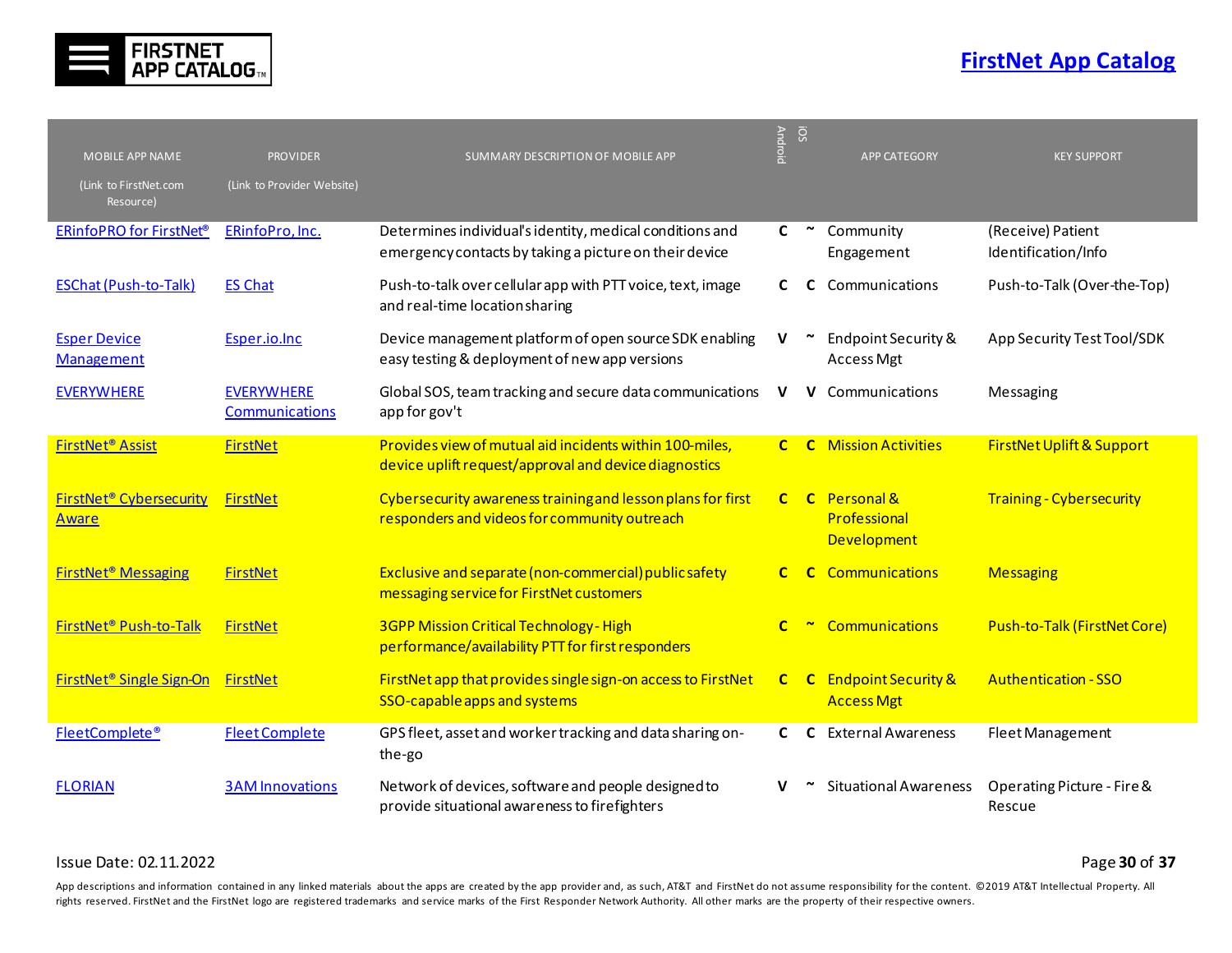# FirstNet App Catalog

| MOBILE APP NAME (Link to FirstNet.com Resource) | PROVIDER (Link to Provider Website) | SUMMARY DESCRIPTION OF MOBILE APP | Android | iOS | APP CATEGORY | KEY SUPPORT |
|---|---|---|---|---|---|---|
| ERinfoPRO for FirstNet® | ERinfoPro, Inc. | Determines individual's identity, medical conditions and emergency contacts by taking a picture on their device | C | ~ | Community Engagement | (Receive) Patient Identification/Info |
| ESChat (Push-to-Talk) | ES Chat | Push-to-talk over cellular app with PTT voice, text, image and real-time location sharing | C | C | Communications | Push-to-Talk (Over-the-Top) |
| Esper Device Management | Esper.io.Inc | Device management platform of open source SDK enabling easy testing & deployment of new app versions | V | ~ | Endpoint Security & Access Mgt | App Security Test Tool/SDK |
| EVERYWHERE | EVERYWHERE Communications | Global SOS, team tracking and secure data communications app for gov't | V | V | Communications | Messaging |
| FirstNet® Assist | FirstNet | Provides view of mutual aid incidents within 100-miles, device uplift request/approval and device diagnostics | C | C | Mission Activities | FirstNet Uplift & Support |
| FirstNet® Cybersecurity Aware | FirstNet | Cybersecurity awareness training and lesson plans for first responders and videos for community outreach | C | C | Personal & Professional Development | Training - Cybersecurity |
| FirstNet® Messaging | FirstNet | Exclusive and separate (non-commercial) public safety messaging service for FirstNet customers | C | C | Communications | Messaging |
| FirstNet® Push-to-Talk | FirstNet | 3GPP Mission Critical Technology - High performance/availability PTT for first responders | C | ~ | Communications | Push-to-Talk (FirstNet Core) |
| FirstNet® Single Sign-On | FirstNet | FirstNet app that provides single sign-on access to FirstNet SSO-capable apps and systems | C | C | Endpoint Security & Access Mgt | Authentication - SSO |
| FleetComplete® | Fleet Complete | GPS fleet, asset and worker tracking and data sharing on-the-go | C | C | External Awareness | Fleet Management |
| FLORIAN | 3AM Innovations | Network of devices, software and people designed to provide situational awareness to firefighters | V | ~ | Situational Awareness | Operating Picture - Fire & Rescue |

Issue Date: 02.11.2022

App descriptions and information contained in any linked materials about the apps are created by the app provider and, as such, AT&T and FirstNet do not assume responsibility for the content. ©2019 AT&T Intellectual Property. All rights reserved. FirstNet and the FirstNet logo are registered trademarks and service marks of the First Responder Network Authority. All other marks are the property of their respective owners.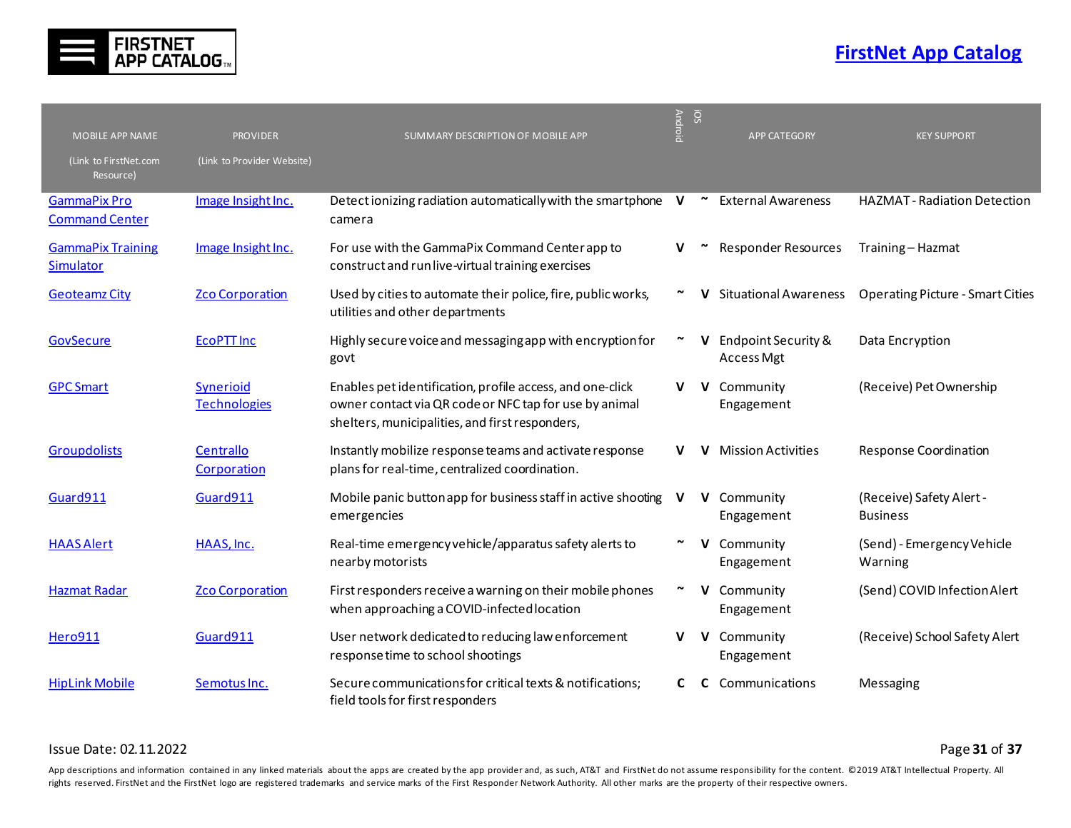| MOBILE APP NAME (Link to FirstNet.com Resource) | PROVIDER (Link to Provider Website) | SUMMARY DESCRIPTION OF MOBILE APP | Android | iOS | APP CATEGORY | KEY SUPPORT |
|---|---|---|---|---|---|---|
| GammaPix Pro Command Center | Image Insight Inc. | Detect ionizing radiation automatically with the smartphone camera | V | ~ | External Awareness | HAZMAT - Radiation Detection |
| GammaPix Training Simulator | Image Insight Inc. | For use with the GammaPix Command Center app to construct and run live-virtual training exercises | V | ~ | Responder Resources | Training – Hazmat |
| Geoteamz City | Zco Corporation | Used by cities to automate their police, fire, public works, utilities and other departments | ~ | V | Situational Awareness | Operating Picture - Smart Cities |
| GovSecure | EcoPTT Inc | Highly secure voice and messaging app with encryption for govt | ~ | V | Endpoint Security & Access Mgt | Data Encryption |
| GPC Smart | Synerioid Technologies | Enables pet identification, profile access, and one-click owner contact via QR code or NFC tap for use by animal shelters, municipalities, and first responders, | V | V | Community Engagement | (Receive) Pet Ownership |
| Groupdolists | Centrallo Corporation | Instantly mobilize response teams and activate response plans for real-time, centralized coordination. | V | V | Mission Activities | Response Coordination |
| Guard911 | Guard911 | Mobile panic button app for business staff in active shooting emergencies | V | V | Community Engagement | (Receive) Safety Alert - Business |
| HAAS Alert | HAAS, Inc. | Real-time emergency vehicle/apparatus safety alerts to nearby motorists | ~ | V | Community Engagement | (Send) - Emergency Vehicle Warning |
| Hazmat Radar | Zco Corporation | First responders receive a warning on their mobile phones when approaching a COVID-infected location | ~ | V | Community Engagement | (Send) COVID Infection Alert |
| Hero911 | Guard911 | User network dedicated to reducing law enforcement response time to school shootings | V | V | Community Engagement | (Receive) School Safety Alert |
| HipLink Mobile | Semotus Inc. | Secure communications for critical texts & notifications; field tools for first responders | C | C | Communications | Messaging |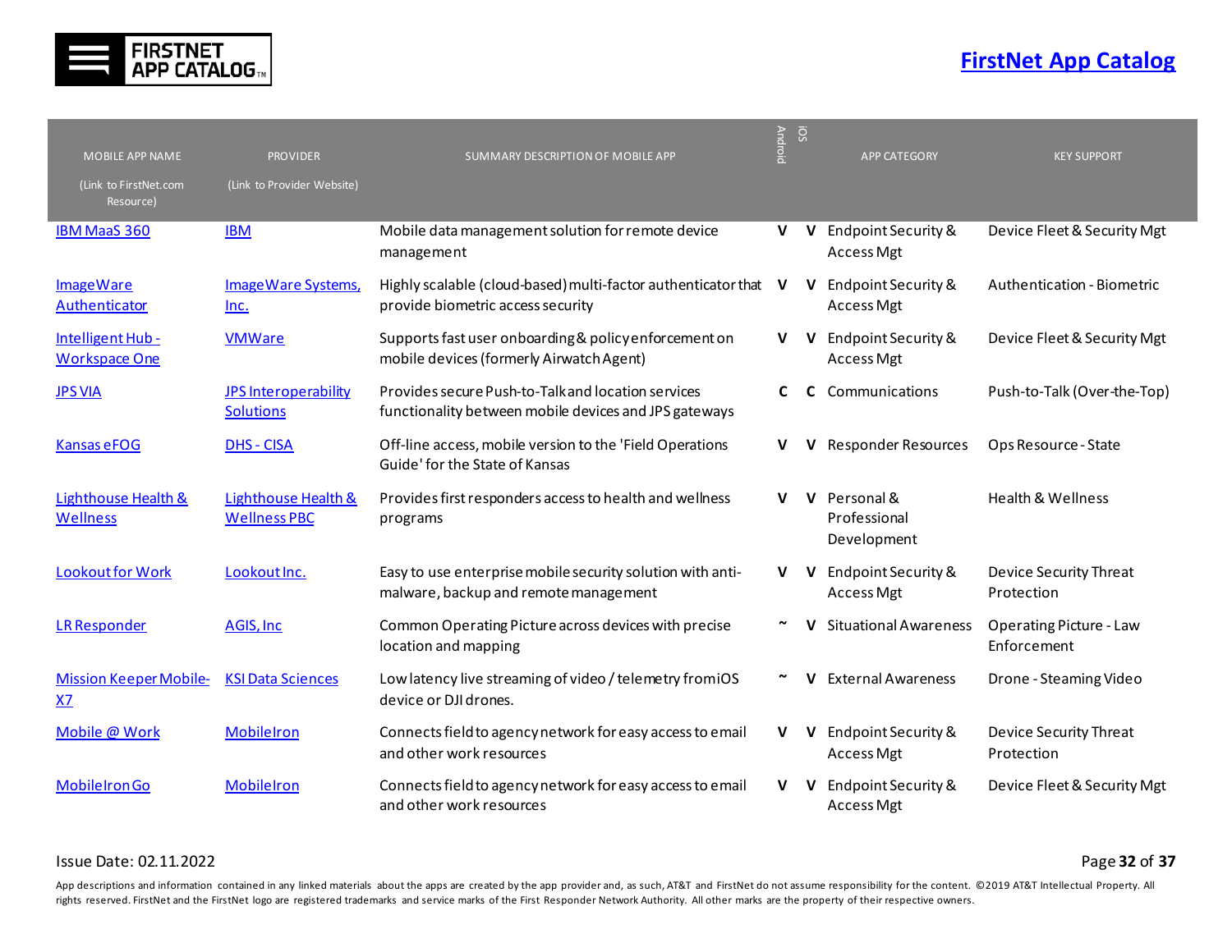| MOBILE APP NAME (Link to FirstNet.com Resource) | PROVIDER (Link to Provider Website) | SUMMARY DESCRIPTION OF MOBILE APP | Android | iOS | APP CATEGORY | KEY SUPPORT |
|---|---|---|---|---|---|---|
| IBM MaaS 360 | IBM | Mobile data management solution for remote device management | V | V | Endpoint Security & Access Mgt | Device Fleet & Security Mgt |
| ImageWare Authenticator | ImageWare Systems, Inc. | Highly scalable (cloud-based) multi-factor authenticator that provide biometric access security | V | V | Endpoint Security & Access Mgt | Authentication - Biometric |
| Intelligent Hub - Workspace One | VMWare | Supports fast user onboarding & policy enforcement on mobile devices (formerly Airwatch Agent) | V | V | Endpoint Security & Access Mgt | Device Fleet & Security Mgt |
| JPS VIA | JPS Interoperability Solutions | Provides secure Push-to-Talk and location services functionality between mobile devices and JPS gateways | C | C | Communications | Push-to-Talk (Over-the-Top) |
| Kansas eFOG | DHS - CISA | Off-line access, mobile version to the 'Field Operations Guide' for the State of Kansas | V | V | Responder Resources | Ops Resource - State |
| Lighthouse Health & Wellness | Lighthouse Health & Wellness PBC | Provides first responders access to health and wellness programs | V | V | Personal & Professional Development | Health & Wellness |
| Lookout for Work | Lookout Inc. | Easy to use enterprise mobile security solution with anti-malware, backup and remote management | V | V | Endpoint Security & Access Mgt | Device Security Threat Protection |
| LR Responder | AGIS, Inc | Common Operating Picture across devices with precise location and mapping | ~ | V | Situational Awareness | Operating Picture - Law Enforcement |
| Mission Keeper Mobile-X7 | KSI Data Sciences | Low latency live streaming of video / telemetry from iOS device or DJI drones. | ~ | V | External Awareness | Drone - Steaming Video |
| Mobile @ Work | MobileIron | Connects field to agency network for easy access to email and other work resources | V | V | Endpoint Security & Access Mgt | Device Security Threat Protection |
| MobileIron Go | MobileIron | Connects field to agency network for easy access to email and other work resources | V | V | Endpoint Security & Access Mgt | Device Fleet & Security Mgt |

Issue Date: 02.11.2022

App descriptions and information contained in any linked materials about the apps are created by the app provider and, as such, AT&T and FirstNet do not assume responsibility for the content. ©2019 AT&T Intellectual Property. All rights reserved. FirstNet and the FirstNet logo are registered trademarks and service marks of the First Responder Network Authority. All other marks are the property of their respective owners.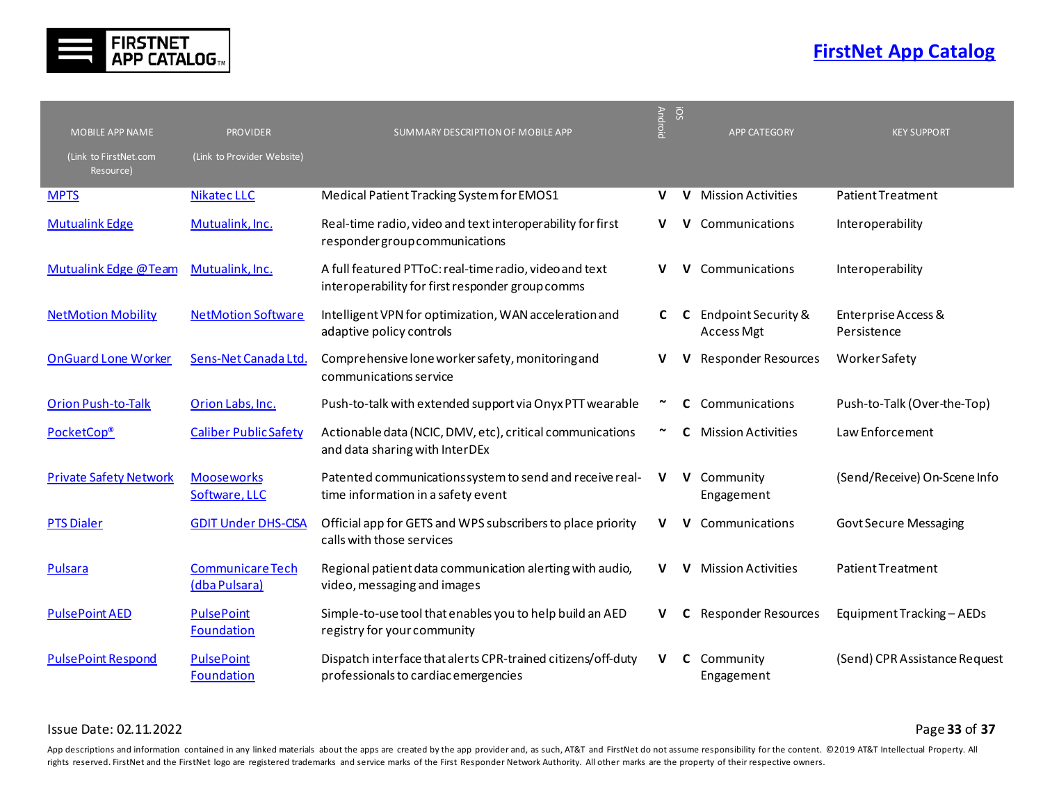| MOBILE APP NAME (Link to FirstNet.com Resource) | PROVIDER (Link to Provider Website) | SUMMARY DESCRIPTION OF MOBILE APP | Android | iOS | APP CATEGORY | KEY SUPPORT |
|---|---|---|---|---|---|---|
| MPTS | Nikatec LLC | Medical Patient Tracking System for EMOS1 | V | V | Mission Activities | Patient Treatment |
| Mutualink Edge | Mutualink, Inc. | Real-time radio, video and text interoperability for first responder group communications | V | V | Communications | Interoperability |
| Mutualink Edge @Team | Mutualink, Inc. | A full featured PTToC: real-time radio, video and text interoperability for first responder group comms | V | V | Communications | Interoperability |
| NetMotion Mobility | NetMotion Software | Intelligent VPN for optimization, WAN acceleration and adaptive policy controls | C | C | Endpoint Security & Access Mgt | Enterprise Access & Persistence |
| OnGuard Lone Worker | Sens-Net Canada Ltd. | Comprehensive lone worker safety, monitoring and communications service | V | V | Responder Resources | Worker Safety |
| Orion Push-to-Talk | Orion Labs, Inc. | Push-to-talk with extended support via Onyx PTT wearable | ~ | C | Communications | Push-to-Talk (Over-the-Top) |
| PocketCop® | Caliber Public Safety | Actionable data (NCIC, DMV, etc), critical communications and data sharing with InterDEx | ~ | C | Mission Activities | Law Enforcement |
| Private Safety Network | Mooseworks Software, LLC | Patented communications system to send and receive real-time information in a safety event | V | V | Community Engagement | (Send/Receive) On-Scene Info |
| PTS Dialer | GDIT Under DHS-CISA | Official app for GETS and WPS subscribers to place priority calls with those services | V | V | Communications | Govt Secure Messaging |
| Pulsara | CommunicareTech (dba Pulsara) | Regional patient data communication alerting with audio, video, messaging and images | V | V | Mission Activities | Patient Treatment |
| PulsePoint AED | PulsePoint Foundation | Simple-to-use tool that enables you to help build an AED registry for your community | V | C | Responder Resources | Equipment Tracking – AEDs |
| PulsePoint Respond | PulsePoint Foundation | Dispatch interface that alerts CPR-trained citizens/off-duty professionals to cardiac emergencies | V | C | Community Engagement | (Send) CPR Assistance Request |

Issue Date: 02.11.2022

App descriptions and information contained in any linked materials about the apps are created by the app provider and, as such, AT&T and FirstNet do not assume responsibility for the content. ©2019 AT&T Intellectual Property. All rights reserved. FirstNet and the FirstNet logo are registered trademarks and service marks of the First Responder Network Authority. All other marks are the property of their respective owners.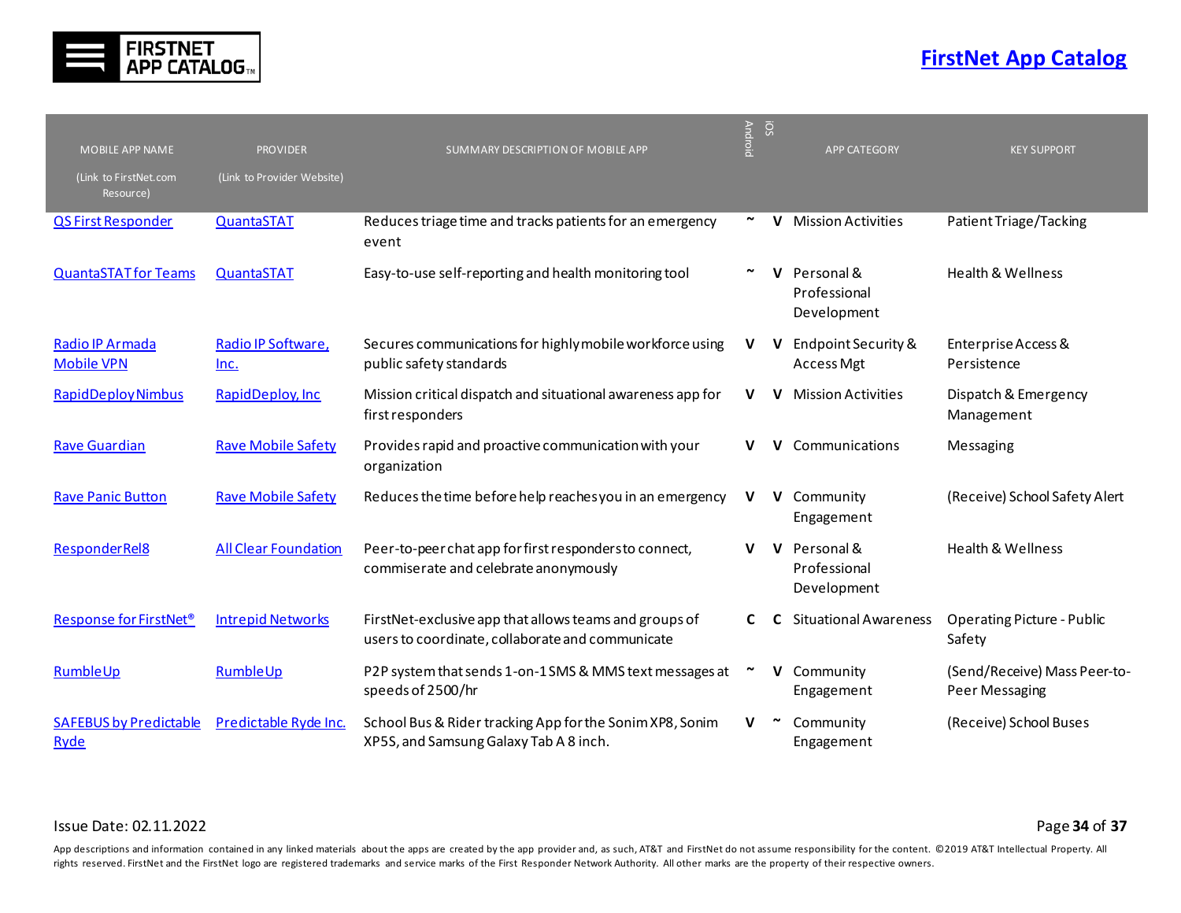| MOBILE APP NAME (Link to FirstNet.com Resource) | PROVIDER (Link to Provider Website) | SUMMARY DESCRIPTION OF MOBILE APP | Android | iOS | APP CATEGORY | KEY SUPPORT |
|---|---|---|---|---|---|---|
| QS First Responder | QuantaSTAT | Reduces triage time and tracks patients for an emergency event | ~ | V | Mission Activities | Patient Triage/Tacking |
| QuantaSTAT for Teams | QuantaSTAT | Easy-to-use self-reporting and health monitoring tool | ~ | V | Personal & Professional Development | Health & Wellness |
| Radio IP Armada Mobile VPN | Radio IP Software, Inc. | Secures communications for highly mobile workforce using public safety standards | V | V | Endpoint Security & Access Mgt | Enterprise Access & Persistence |
| RapidDeploy Nimbus | RapidDeploy, Inc | Mission critical dispatch and situational awareness app for first responders | V | V | Mission Activities | Dispatch & Emergency Management |
| Rave Guardian | Rave Mobile Safety | Provides rapid and proactive communication with your organization | V | V | Communications | Messaging |
| Rave Panic Button | Rave Mobile Safety | Reduces the time before help reaches you in an emergency | V | V | Community Engagement | (Receive) School Safety Alert |
| ResponderRel8 | All Clear Foundation | Peer-to-peer chat app for first responders to connect, commiserate and celebrate anonymously | V | V | Personal & Professional Development | Health & Wellness |
| Response for FirstNet® | Intrepid Networks | FirstNet-exclusive app that allows teams and groups of users to coordinate, collaborate and communicate | C | C | Situational Awareness | Operating Picture - Public Safety |
| RumbleUp | RumbleUp | P2P system that sends 1-on-1 SMS & MMS text messages at speeds of 2500/hr | ~ | V | Community Engagement | (Send/Receive) Mass Peer-to-Peer Messaging |
| SAFEBUS by Predictable Ryde | Predictable Ryde Inc. | School Bus & Rider tracking App for the Sonim XP8, Sonim XP5S, and Samsung Galaxy Tab A 8 inch. | V | ~ | Community Engagement | (Receive) School Buses |

Issue Date: 02.11.2022

App descriptions and information contained in any linked materials about the apps are created by the app provider and, as such, AT&T and FirstNet do not assume responsibility for the content. ©2019 AT&T Intellectual Property. All rights reserved. FirstNet and the FirstNet logo are registered trademarks and service marks of the First Responder Network Authority. All other marks are the property of their respective owners.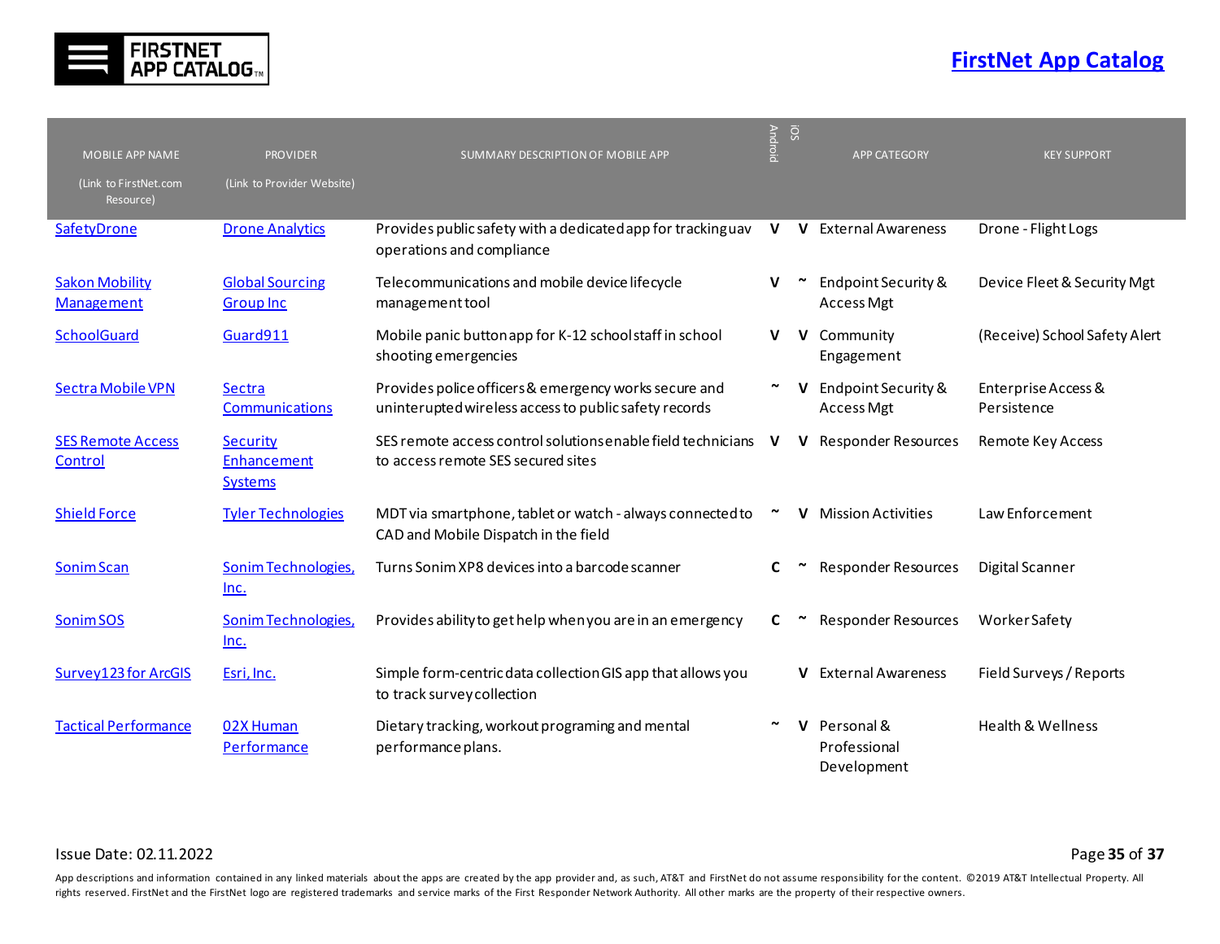| MOBILE APP NAME (Link to FirstNet.com Resource) | PROVIDER (Link to Provider Website) | SUMMARY DESCRIPTION OF MOBILE APP | Android | iOS | APP CATEGORY | KEY SUPPORT |
|---|---|---|---|---|---|---|
| SafetyDrone | Drone Analytics | Provides public safety with a dedicated app for tracking uav operations and compliance | V | V | External Awareness | Drone - Flight Logs |
| Sakon Mobility Management | Global Sourcing Group Inc | Telecommunications and mobile device lifecycle management tool | V | ~ | Endpoint Security & Access Mgt | Device Fleet & Security Mgt |
| SchoolGuard | Guard911 | Mobile panic button app for K-12 school staff in school shooting emergencies | V | V | Community Engagement | (Receive) School Safety Alert |
| Sectra Mobile VPN | Sectra Communications | Provides police officers & emergency works secure and uninterupted wireless access to public safety records | ~ | V | Endpoint Security & Access Mgt | Enterprise Access & Persistence |
| SES Remote Access Control | Security Enhancement Systems | SES remote access control solutions enable field technicians to access remote SES secured sites | V | V | Responder Resources | Remote Key Access |
| Shield Force | Tyler Technologies | MDT via smartphone, tablet or watch - always connected to CAD and Mobile Dispatch in the field | ~ | V | Mission Activities | Law Enforcement |
| Sonim Scan | Sonim Technologies, Inc. | Turns Sonim XP8 devices into a barcode scanner | C | ~ | Responder Resources | Digital Scanner |
| Sonim SOS | Sonim Technologies, Inc. | Provides ability to get help when you are in an emergency | C | ~ | Responder Resources | Worker Safety |
| Survey123 for ArcGIS | Esri, Inc. | Simple form-centric data collection GIS app that allows you to track survey collection | | V | External Awareness | Field Surveys / Reports |
| Tactical Performance | 02X Human Performance | Dietary tracking, workout programing and mental performance plans. | ~ | V | Personal & Professional Development | Health & Wellness |

Issue Date: 02.11.2022

App descriptions and information contained in any linked materials about the apps are created by the app provider and, as such, AT&T and FirstNet do not assume responsibility for the content. ©2019 AT&T Intellectual Property. All rights reserved. FirstNet and the FirstNet logo are registered trademarks and service marks of the First Responder Network Authority. All other marks are the property of their respective owners.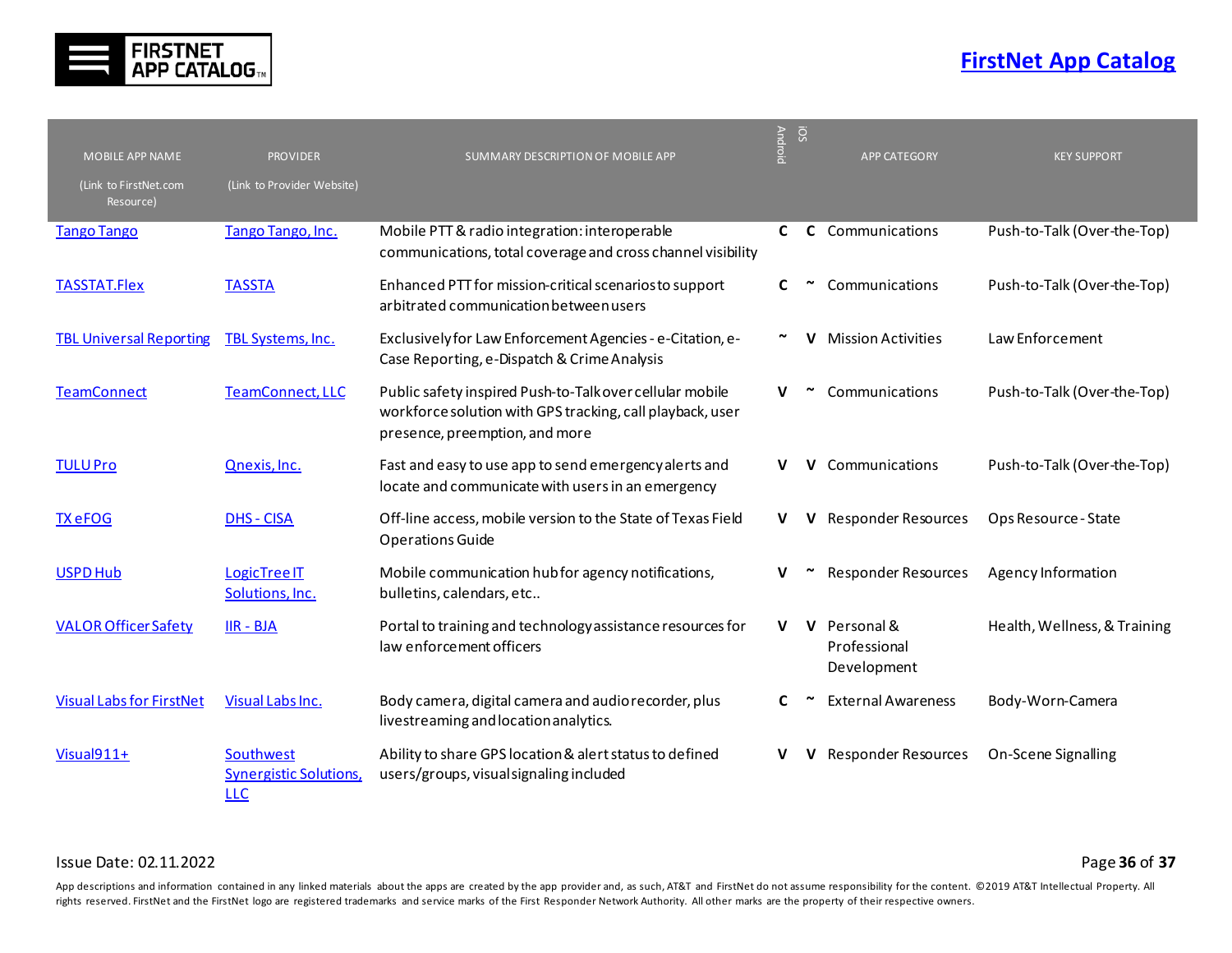| MOBILE APP NAME (Link to FirstNet.com Resource) | PROVIDER (Link to Provider Website) | SUMMARY DESCRIPTION OF MOBILE APP | Android | iOS | APP CATEGORY | KEY SUPPORT |
|---|---|---|---|---|---|---|
| Tango Tango | Tango Tango, Inc. | Mobile PTT & radio integration: interoperable communications, total coverage and cross channel visibility | C | C | Communications | Push-to-Talk (Over-the-Top) |
| TASSTAT.Flex | TASSTA | Enhanced PTT for mission-critical scenarios to support arbitrated communication between users | C | ~ | Communications | Push-to-Talk (Over-the-Top) |
| TBL Universal Reporting | TBL Systems, Inc. | Exclusively for Law Enforcement Agencies - e-Citation, e-Case Reporting, e-Dispatch & Crime Analysis | ~ | V | Mission Activities | Law Enforcement |
| TeamConnect | TeamConnect, LLC | Public safety inspired Push-to-Talk over cellular mobile workforce solution with GPS tracking, call playback, user presence, preemption, and more | V | ~ | Communications | Push-to-Talk (Over-the-Top) |
| TULU Pro | Qnexis, Inc. | Fast and easy to use app to send emergency alerts and locate and communicate with users in an emergency | V | V | Communications | Push-to-Talk (Over-the-Top) |
| TX eFOG | DHS - CISA | Off-line access, mobile version to the State of Texas Field Operations Guide | V | V | Responder Resources | Ops Resource - State |
| USPD Hub | LogicTree IT Solutions, Inc. | Mobile communication hub for agency notifications, bulletins, calendars, etc.. | V | ~ | Responder Resources | Agency Information |
| VALOR Officer Safety | IIR - BJA | Portal to training and technology assistance resources for law enforcement officers | V | V | Personal & Professional Development | Health, Wellness, & Training |
| Visual Labs for FirstNet | Visual Labs Inc. | Body camera, digital camera and audio recorder, plus livestreaming and location analytics. | C | ~ | External Awareness | Body-Worn-Camera |
| Visual911+ | Southwest Synergistic Solutions, LLC | Ability to share GPS location & alert status to defined users/groups, visual signaling included | V | V | Responder Resources | On-Scene Signalling |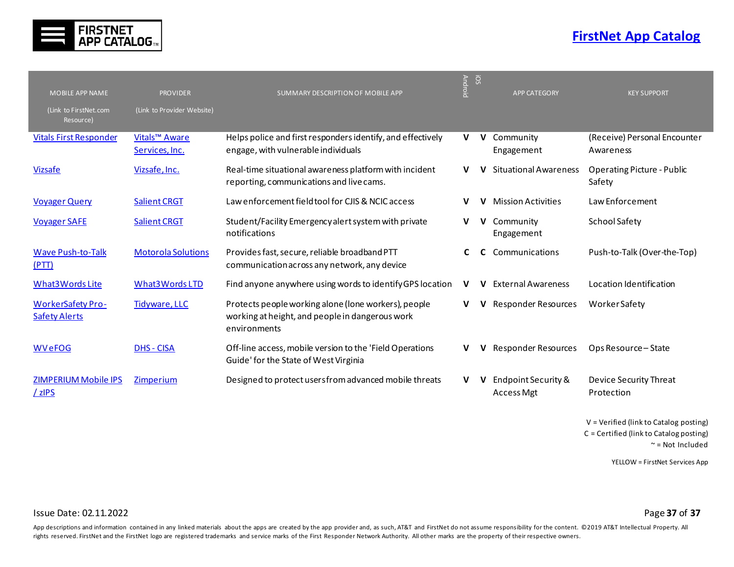| MOBILE APP NAME (Link to FirstNet.com Resource) | PROVIDER (Link to Provider Website) | SUMMARY DESCRIPTION OF MOBILE APP | Android | iOS | APP CATEGORY | KEY SUPPORT |
|---|---|---|---|---|---|---|
| Vitals First Responder | Vitals™ Aware Services, Inc. | Helps police and first responders identify, and effectively engage, with vulnerable individuals | V | V | Community Engagement | (Receive) Personal Encounter Awareness |
| Vizsafe | Vizsafe, Inc. | Real-time situational awareness platform with incident reporting, communications and live cams. | V | V | Situational Awareness | Operating Picture - Public Safety |
| Voyager Query | Salient CRGT | Law enforcement field tool for CJIS & NCIC access | V | V | Mission Activities | Law Enforcement |
| Voyager SAFE | Salient CRGT | Student/Facility Emergency alert system with private notifications | V | V | Community Engagement | School Safety |
| Wave Push-to-Talk (PTT) | Motorola Solutions | Provides fast, secure, reliable broadband PTT communication across any network, any device | C | C | Communications | Push-to-Talk (Over-the-Top) |
| What3Words Lite | What3Words LTD | Find anyone anywhere using words to identify GPS location | V | V | External Awareness | Location Identification |
| WorkerSafety Pro-Safety Alerts | Tidyware, LLC | Protects people working alone (lone workers), people working at height, and people in dangerous work environments | V | V | Responder Resources | Worker Safety |
| WVeFOG | DHS - CISA | Off-line access, mobile version to the 'Field Operations Guide' for the State of West Virginia | V | V | Responder Resources | Ops Resource – State |
| ZIMPERIUM Mobile IPS / zIPS | Zimperium | Designed to protect users from advanced mobile threats | V | V | Endpoint Security & Access Mgt | Device Security Threat Protection |

V = Verified (link to Catalog posting)
C = Certified (link to Catalog posting)
~ = Not Included

YELLOW = FirstNet Services App

Issue Date: 02.11.2022

App descriptions and information contained in any linked materials about the apps are created by the app provider and, as such, AT&T and FirstNet do not assume responsibility for the content. ©2019 AT&T Intellectual Property. All rights reserved. FirstNet and the FirstNet logo are registered trademarks and service marks of the First Responder Network Authority. All other marks are the property of their respective owners.